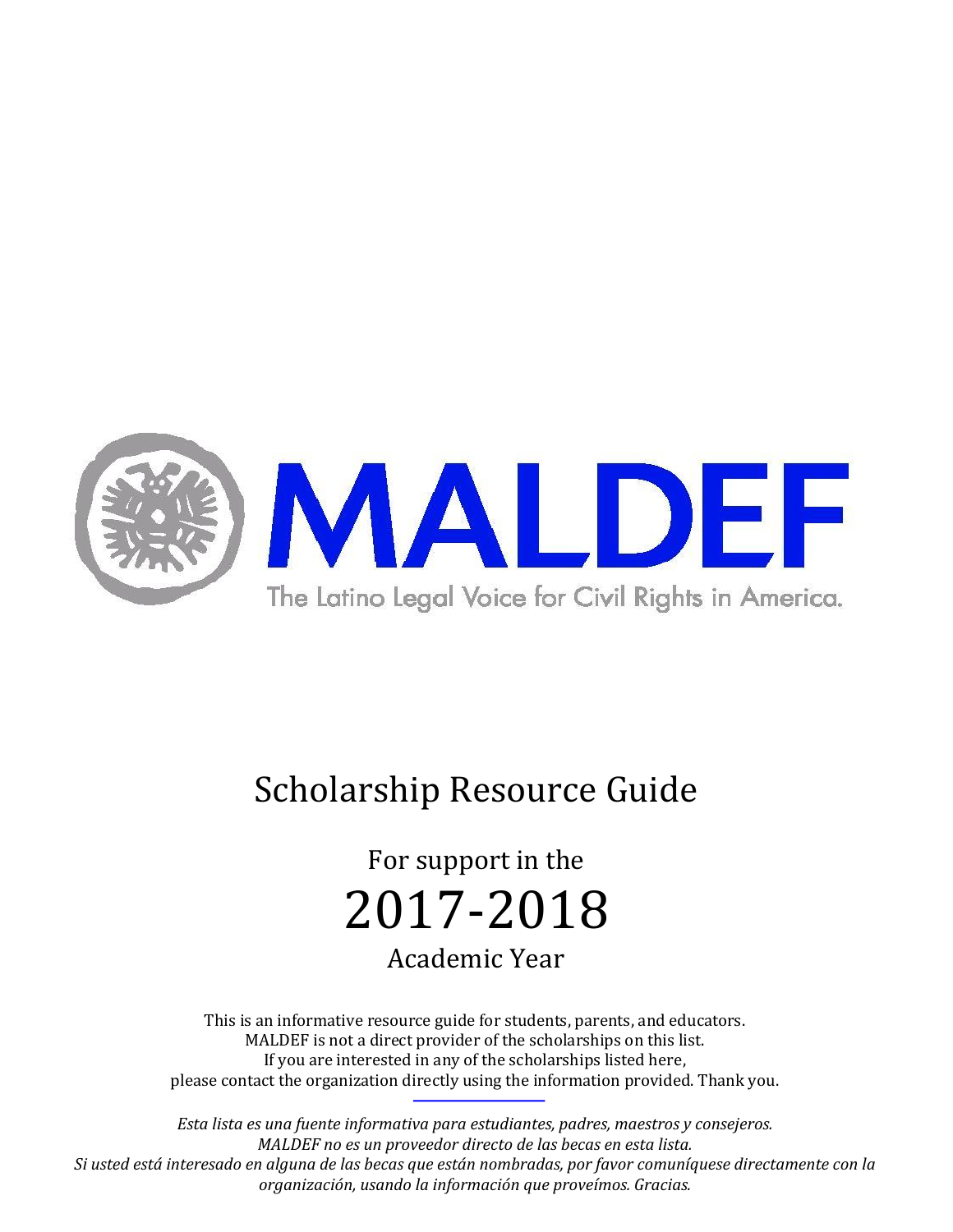# MALDEF

The Latino Legal Voice for Civil Rights in America.

# Scholarship Resource Guide

For support in the

## 2017-2018

Academic Year

This is an informative resource guide for students, parents, and educators.
MALDEF is not a direct provider of the scholarships on this list.
If you are interested in any of the scholarships listed here,
please contact the organization directly using the information provided. Thank you.

*Esta lista es una fuente informativa para estudiantes, padres, maestros y consejeros.*
*MALDEF no es un proveedor directo de las becas en esta lista.*
*Si usted está interesado en alguna de las becas que están nombradas, por favor comuníquese directamente con la organización, usando la información que proveímos. Gracias.*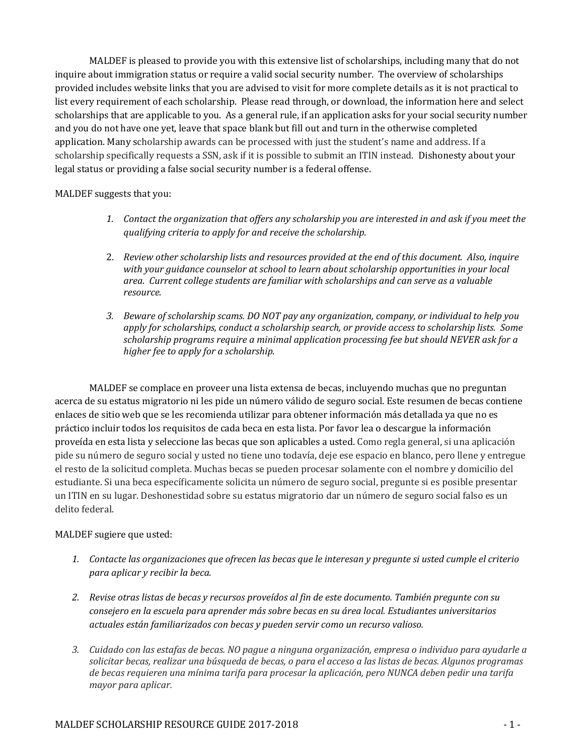MALDEF is pleased to provide you with this extensive list of scholarships, including many that do not inquire about immigration status or require a valid social security number. The overview of scholarships provided includes website links that you are advised to visit for more complete details as it is not practical to list every requirement of each scholarship. Please read through, or download, the information here and select scholarships that are applicable to you. As a general rule, if an application asks for your social security number and you do not have one yet, leave that space blank but fill out and turn in the otherwise completed application. Many scholarship awards can be processed with just the student's name and address. If a scholarship specifically requests a SSN, ask if it is possible to submit an ITIN instead. Dishonesty about your legal status or providing a false social security number is a federal offense.

MALDEF suggests that you:

1. *Contact the organization that offers any scholarship you are interested in and ask if you meet the qualifying criteria to apply for and receive the scholarship.*

2. *Review other scholarship lists and resources provided at the end of this document. Also, inquire with your guidance counselor at school to learn about scholarship opportunities in your local area. Current college students are familiar with scholarships and can serve as a valuable resource.*

3. *Beware of scholarship scams. DO NOT pay any organization, company, or individual to help you apply for scholarships, conduct a scholarship search, or provide access to scholarship lists. Some scholarship programs require a minimal application processing fee but should NEVER ask for a higher fee to apply for a scholarship.*

MALDEF se complace en proveer una lista extensa de becas, incluyendo muchas que no preguntan acerca de su estatus migratorio ni les pide un número válido de seguro social. Este resumen de becas contiene enlaces de sitio web que se les recomienda utilizar para obtener información más detallada ya que no es práctico incluir todos los requisitos de cada beca en esta lista. Por favor lea o descargue la información proveída en esta lista y seleccione las becas que son aplicables a usted. Como regla general, si una aplicación pide su número de seguro social y usted no tiene uno todavía, deje ese espacio en blanco, pero llene y entregue el resto de la solicitud completa. Muchas becas se pueden procesar solamente con el nombre y domicilio del estudiante. Si una beca específicamente solicita un número de seguro social, pregunte si es posible presentar un ITIN en su lugar. Deshonestidad sobre su estatus migratorio dar un número de seguro social falso es un delito federal.

MALDEF sugiere que usted:

1. *Contacte las organizaciones que ofrecen las becas que le interesan y pregunte si usted cumple el criterio para aplicar y recibir la beca.*

2. *Revise otras listas de becas y recursos proveídos al fin de este documento. También pregunte con su consejero en la escuela para aprender más sobre becas en su área local. Estudiantes universitarios actuales están familiarizados con becas y pueden servir como un recurso valioso.*

3. *Cuidado con las estafas de becas. NO pague a ninguna organización, empresa o individuo para ayudarle a solicitar becas, realizar una búsqueda de becas, o para el acceso a las listas de becas. Algunos programas de becas requieren una mínima tarifa para procesar la aplicación, pero NUNCA deben pedir una tarifa mayor para aplicar.*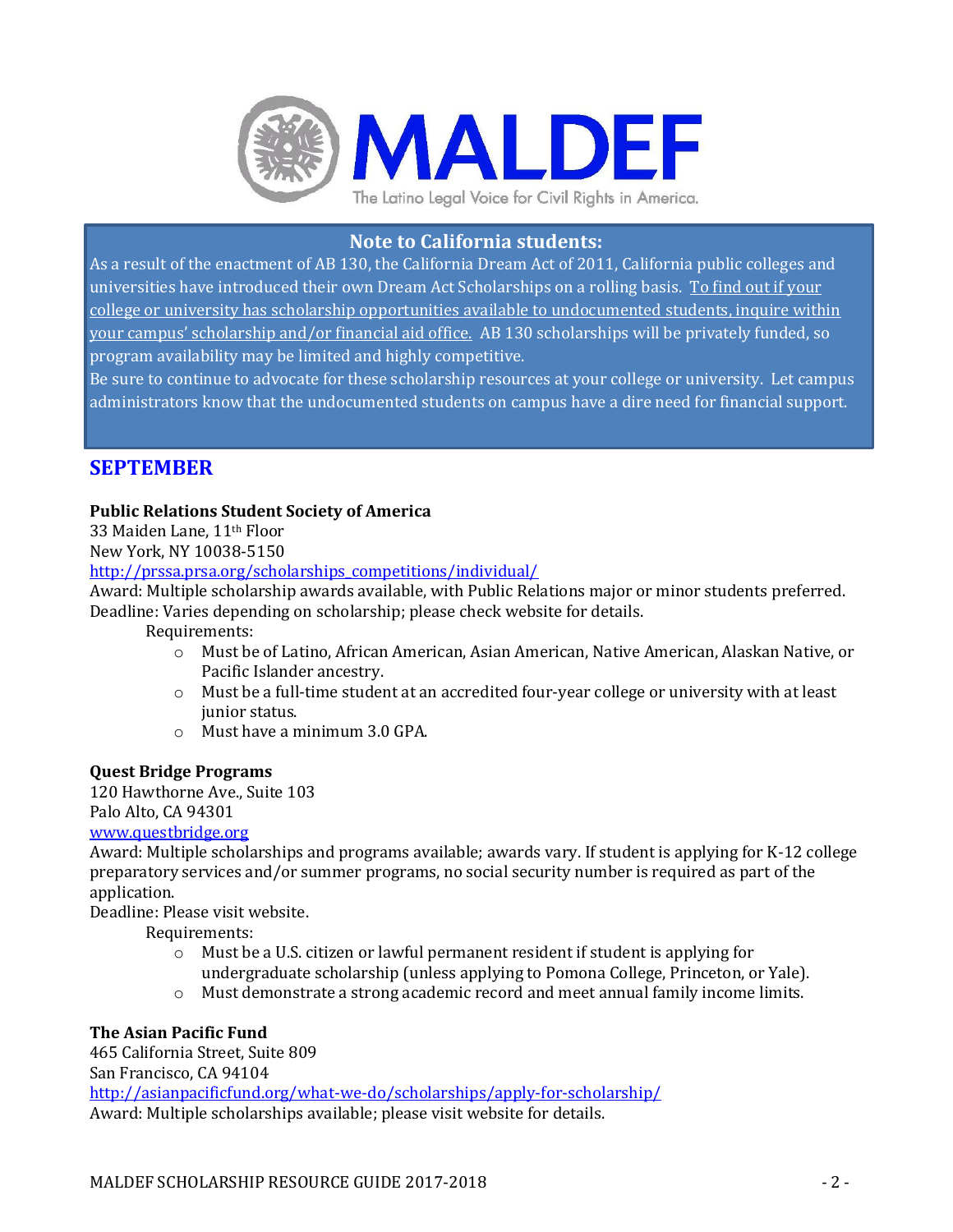MALDEF

The Latino Legal Voice for Civil Rights in America.

**Note to California students:**

As a result of the enactment of AB 130, the California Dream Act of 2011, California public colleges and universities have introduced their own Dream Act Scholarships on a rolling basis. To find out if your college or university has scholarship opportunities available to undocumented students, inquire within your campus' scholarship and/or financial aid office. AB 130 scholarships will be privately funded, so program availability may be limited and highly competitive.

Be sure to continue to advocate for these scholarship resources at your college or university. Let campus administrators know that the undocumented students on campus have a dire need for financial support.

## SEPTEMBER

**Public Relations Student Society of America**
33 Maiden Lane, 11th Floor
New York, NY 10038-5150
http://prssa.prsa.org/scholarships_competitions/individual/
Award: Multiple scholarship awards available, with Public Relations major or minor students preferred.
Deadline: Varies depending on scholarship; please check website for details.

Requirements:

- Must be of Latino, African American, Asian American, Native American, Alaskan Native, or Pacific Islander ancestry.
- Must be a full-time student at an accredited four-year college or university with at least junior status.
- Must have a minimum 3.0 GPA.

**Quest Bridge Programs**
120 Hawthorne Ave., Suite 103
Palo Alto, CA 94301
www.questbridge.org
Award: Multiple scholarships and programs available; awards vary. If student is applying for K-12 college preparatory services and/or summer programs, no social security number is required as part of the application.
Deadline: Please visit website.

Requirements:

- Must be a U.S. citizen or lawful permanent resident if student is applying for undergraduate scholarship (unless applying to Pomona College, Princeton, or Yale).
- Must demonstrate a strong academic record and meet annual family income limits.

**The Asian Pacific Fund**
465 California Street, Suite 809
San Francisco, CA 94104
http://asianpacificfund.org/what-we-do/scholarships/apply-for-scholarship/
Award: Multiple scholarships available; please visit website for details.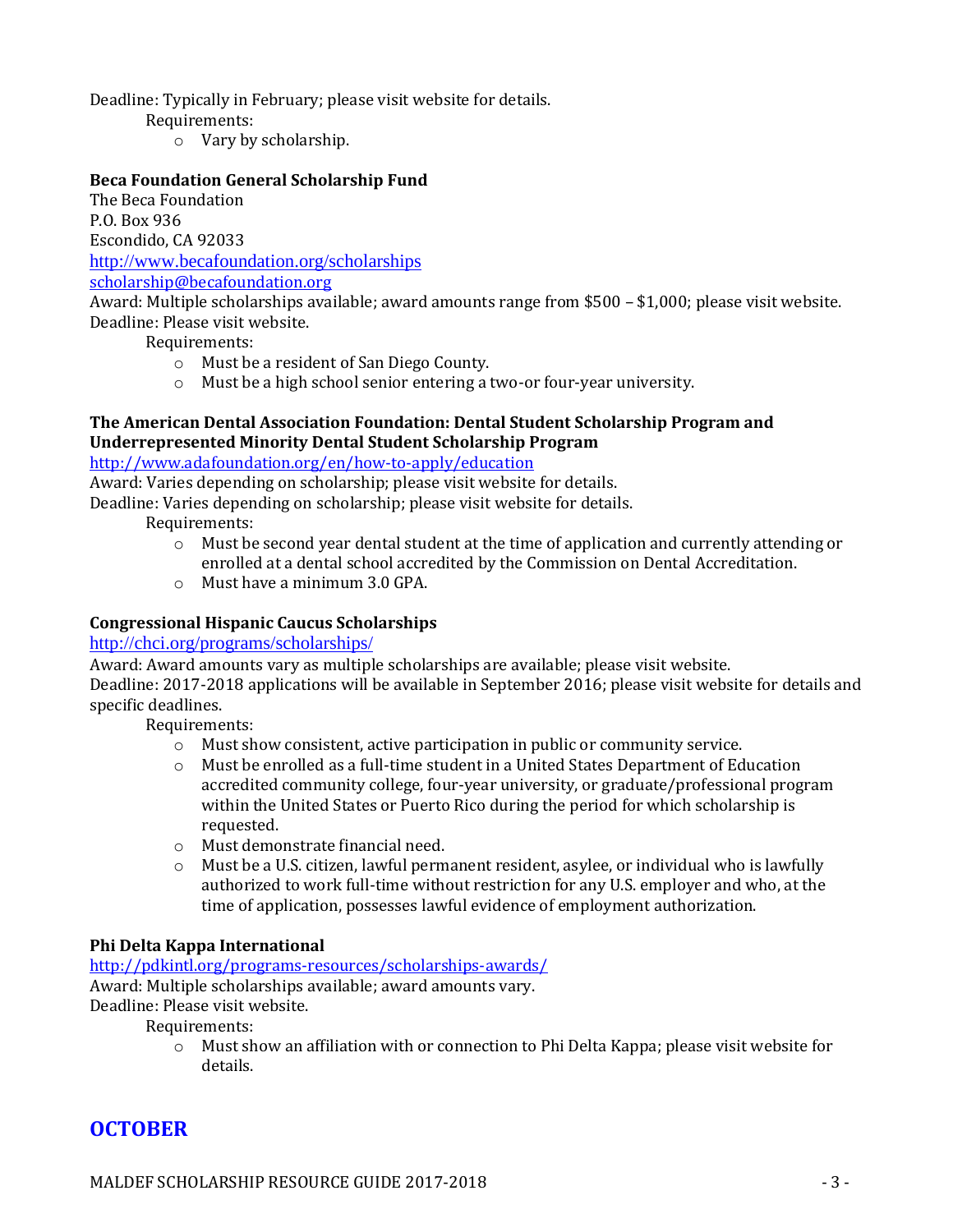Deadline: Typically in February; please visit website for details.

Requirements:

- Vary by scholarship.

**Beca Foundation General Scholarship Fund**

The Beca Foundation
P.O. Box 936
Escondido, CA 92033
http://www.becafoundation.org/scholarships
scholarship@becafoundation.org

Award: Multiple scholarships available; award amounts range from $500 – $1,000; please visit website.
Deadline: Please visit website.

Requirements:

- Must be a resident of San Diego County.
- Must be a high school senior entering a two-or four-year university.

**The American Dental Association Foundation: Dental Student Scholarship Program and Underrepresented Minority Dental Student Scholarship Program**

http://www.adafoundation.org/en/how-to-apply/education

Award: Varies depending on scholarship; please visit website for details.
Deadline: Varies depending on scholarship; please visit website for details.

Requirements:

- Must be second year dental student at the time of application and currently attending or enrolled at a dental school accredited by the Commission on Dental Accreditation.
- Must have a minimum 3.0 GPA.

**Congressional Hispanic Caucus Scholarships**

http://chci.org/programs/scholarships/

Award: Award amounts vary as multiple scholarships are available; please visit website.
Deadline: 2017-2018 applications will be available in September 2016; please visit website for details and specific deadlines.

Requirements:

- Must show consistent, active participation in public or community service.
- Must be enrolled as a full-time student in a United States Department of Education accredited community college, four-year university, or graduate/professional program within the United States or Puerto Rico during the period for which scholarship is requested.
- Must demonstrate financial need.
- Must be a U.S. citizen, lawful permanent resident, asylee, or individual who is lawfully authorized to work full-time without restriction for any U.S. employer and who, at the time of application, possesses lawful evidence of employment authorization.

**Phi Delta Kappa International**

http://pdkintl.org/programs-resources/scholarships-awards/

Award: Multiple scholarships available; award amounts vary.
Deadline: Please visit website.

Requirements:

- Must show an affiliation with or connection to Phi Delta Kappa; please visit website for details.

## OCTOBER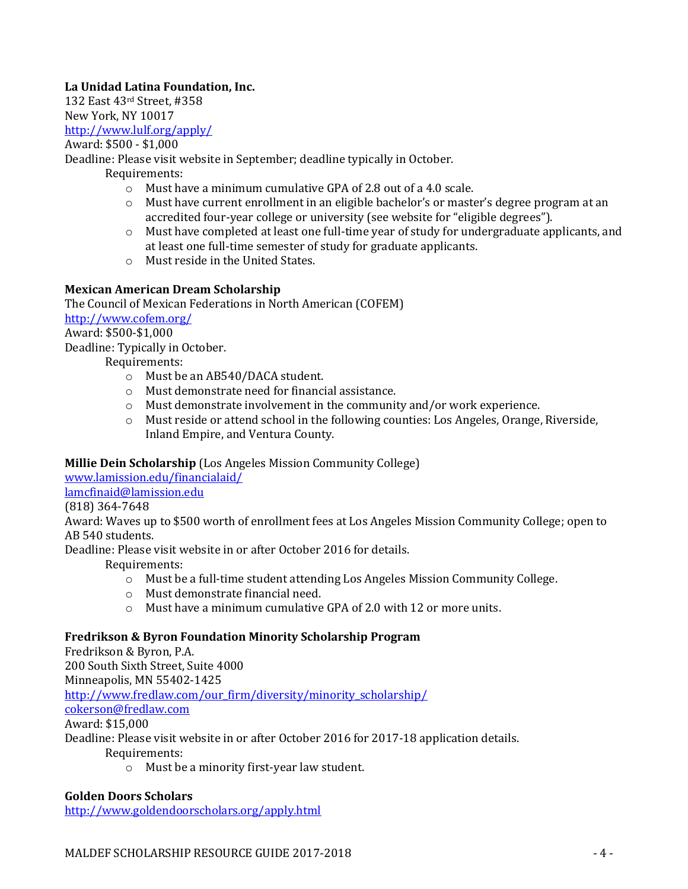**La Unidad Latina Foundation, Inc.**
132 East 43rd Street, #358
New York, NY 10017
http://www.lulf.org/apply/
Award: $500 - $1,000
Deadline: Please visit website in September; deadline typically in October.

Requirements:

- Must have a minimum cumulative GPA of 2.8 out of a 4.0 scale.
- Must have current enrollment in an eligible bachelor's or master's degree program at an accredited four-year college or university (see website for "eligible degrees").
- Must have completed at least one full-time year of study for undergraduate applicants, and at least one full-time semester of study for graduate applicants.
- Must reside in the United States.

**Mexican American Dream Scholarship**
The Council of Mexican Federations in North American (COFEM)
http://www.cofem.org/
Award: $500-$1,000
Deadline: Typically in October.

Requirements:

- Must be an AB540/DACA student.
- Must demonstrate need for financial assistance.
- Must demonstrate involvement in the community and/or work experience.
- Must reside or attend school in the following counties: Los Angeles, Orange, Riverside, Inland Empire, and Ventura County.

**Millie Dein Scholarship** (Los Angeles Mission Community College)
www.lamission.edu/financialaid/
lamcfinaid@lamission.edu
(818) 364-7648
Award: Waves up to $500 worth of enrollment fees at Los Angeles Mission Community College; open to AB 540 students.
Deadline: Please visit website in or after October 2016 for details.

Requirements:

- Must be a full-time student attending Los Angeles Mission Community College.
- Must demonstrate financial need.
- Must have a minimum cumulative GPA of 2.0 with 12 or more units.

**Fredrikson & Byron Foundation Minority Scholarship Program**
Fredrikson & Byron, P.A.
200 South Sixth Street, Suite 4000
Minneapolis, MN 55402-1425
http://www.fredlaw.com/our_firm/diversity/minority_scholarship/
cokerson@fredlaw.com
Award: $15,000
Deadline: Please visit website in or after October 2016 for 2017-18 application details.

Requirements:

- Must be a minority first-year law student.

**Golden Doors Scholars**
http://www.goldendoorscholars.org/apply.html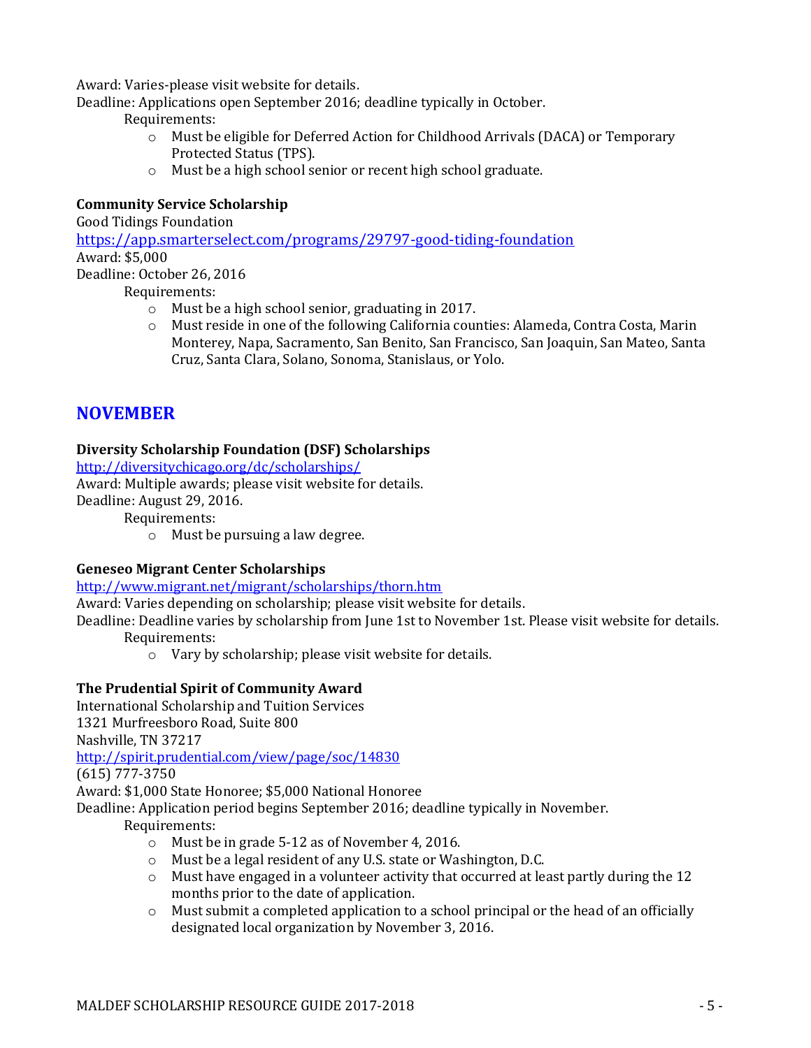Award: Varies-please visit website for details.
Deadline: Applications open September 2016; deadline typically in October.

Requirements:

- Must be eligible for Deferred Action for Childhood Arrivals (DACA) or Temporary Protected Status (TPS).
- Must be a high school senior or recent high school graduate.

**Community Service Scholarship**
Good Tidings Foundation
https://app.smarterselect.com/programs/29797-good-tiding-foundation
Award: $5,000
Deadline: October 26, 2016

Requirements:

- Must be a high school senior, graduating in 2017.
- Must reside in one of the following California counties: Alameda, Contra Costa, Marin Monterey, Napa, Sacramento, San Benito, San Francisco, San Joaquin, San Mateo, Santa Cruz, Santa Clara, Solano, Sonoma, Stanislaus, or Yolo.

## NOVEMBER

**Diversity Scholarship Foundation (DSF) Scholarships**
http://diversitychicago.org/dc/scholarships/
Award: Multiple awards; please visit website for details.
Deadline: August 29, 2016.

Requirements:

- Must be pursuing a law degree.

**Geneseo Migrant Center Scholarships**
http://www.migrant.net/migrant/scholarships/thorn.htm
Award: Varies depending on scholarship; please visit website for details.
Deadline: Deadline varies by scholarship from June 1st to November 1st. Please visit website for details.

Requirements:

- Vary by scholarship; please visit website for details.

**The Prudential Spirit of Community Award**
International Scholarship and Tuition Services
1321 Murfreesboro Road, Suite 800
Nashville, TN 37217
http://spirit.prudential.com/view/page/soc/14830
(615) 777-3750
Award: $1,000 State Honoree; $5,000 National Honoree
Deadline: Application period begins September 2016; deadline typically in November.

Requirements:

- Must be in grade 5-12 as of November 4, 2016.
- Must be a legal resident of any U.S. state or Washington, D.C.
- Must have engaged in a volunteer activity that occurred at least partly during the 12 months prior to the date of application.
- Must submit a completed application to a school principal or the head of an officially designated local organization by November 3, 2016.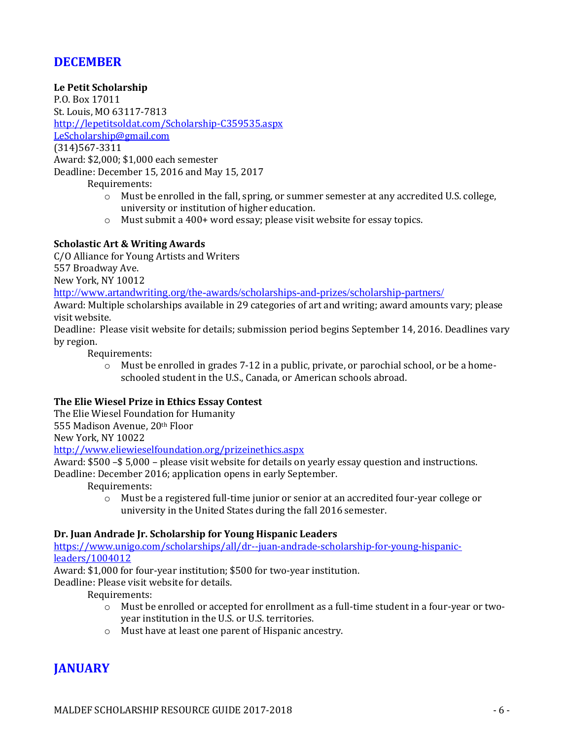## DECEMBER

**Le Petit Scholarship**
P.O. Box 17011
St. Louis, MO 63117-7813
http://lepetitsoldat.com/Scholarship-C359535.aspx
LeScholarship@gmail.com
(314)567-3311
Award: $2,000; $1,000 each semester
Deadline: December 15, 2016 and May 15, 2017

Requirements:

- Must be enrolled in the fall, spring, or summer semester at any accredited U.S. college, university or institution of higher education.
- Must submit a 400+ word essay; please visit website for essay topics.

**Scholastic Art & Writing Awards**
C/O Alliance for Young Artists and Writers
557 Broadway Ave.
New York, NY 10012
http://www.artandwriting.org/the-awards/scholarships-and-prizes/scholarship-partners/
Award: Multiple scholarships available in 29 categories of art and writing; award amounts vary; please visit website.
Deadline: Please visit website for details; submission period begins September 14, 2016. Deadlines vary by region.

Requirements:

- Must be enrolled in grades 7-12 in a public, private, or parochial school, or be a home-schooled student in the U.S., Canada, or American schools abroad.

**The Elie Wiesel Prize in Ethics Essay Contest**
The Elie Wiesel Foundation for Humanity
555 Madison Avenue, 20th Floor
New York, NY 10022
http://www.eliewieselfoundation.org/prizeinethics.aspx
Award: $500 –$ 5,000 – please visit website for details on yearly essay question and instructions.
Deadline: December 2016; application opens in early September.

Requirements:

- Must be a registered full-time junior or senior at an accredited four-year college or university in the United States during the fall 2016 semester.

**Dr. Juan Andrade Jr. Scholarship for Young Hispanic Leaders**
https://www.unigo.com/scholarships/all/dr--juan-andrade-scholarship-for-young-hispanic-leaders/1004012
Award: $1,000 for four-year institution; $500 for two-year institution.
Deadline: Please visit website for details.

Requirements:

- Must be enrolled or accepted for enrollment as a full-time student in a four-year or two-year institution in the U.S. or U.S. territories.
- Must have at least one parent of Hispanic ancestry.

## JANUARY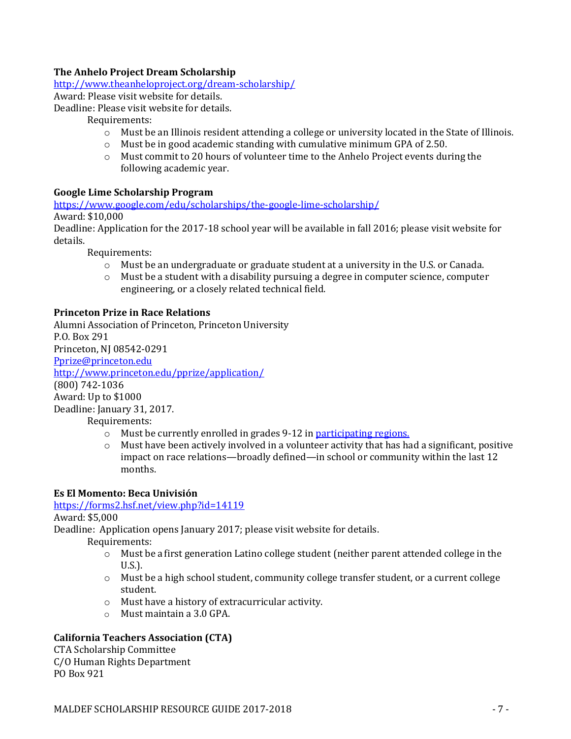**The Anhelo Project Dream Scholarship**

http://www.theanheloproject.org/dream-scholarship/

Award: Please visit website for details.

Deadline: Please visit website for details.

Requirements:

- Must be an Illinois resident attending a college or university located in the State of Illinois.
- Must be in good academic standing with cumulative minimum GPA of 2.50.
- Must commit to 20 hours of volunteer time to the Anhelo Project events during the following academic year.

**Google Lime Scholarship Program**

https://www.google.com/edu/scholarships/the-google-lime-scholarship/

Award: $10,000

Deadline: Application for the 2017-18 school year will be available in fall 2016; please visit website for details.

Requirements:

- Must be an undergraduate or graduate student at a university in the U.S. or Canada.
- Must be a student with a disability pursuing a degree in computer science, computer engineering, or a closely related technical field.

**Princeton Prize in Race Relations**

Alumni Association of Princeton, Princeton University
P.O. Box 291
Princeton, NJ 08542-0291
Pprize@princeton.edu
http://www.princeton.edu/pprize/application/
(800) 742-1036

Award: Up to $1000

Deadline: January 31, 2017.

Requirements:

- Must be currently enrolled in grades 9-12 in participating regions.
- Must have been actively involved in a volunteer activity that has had a significant, positive impact on race relations—broadly defined—in school or community within the last 12 months.

**Es El Momento: Beca Univisión**

https://forms2.hsf.net/view.php?id=14119

Award: $5,000

Deadline: Application opens January 2017; please visit website for details.

Requirements:

- Must be a first generation Latino college student (neither parent attended college in the U.S.).
- Must be a high school student, community college transfer student, or a current college student.
- Must have a history of extracurricular activity.
- Must maintain a 3.0 GPA.

**California Teachers Association (CTA)**

CTA Scholarship Committee
C/O Human Rights Department
PO Box 921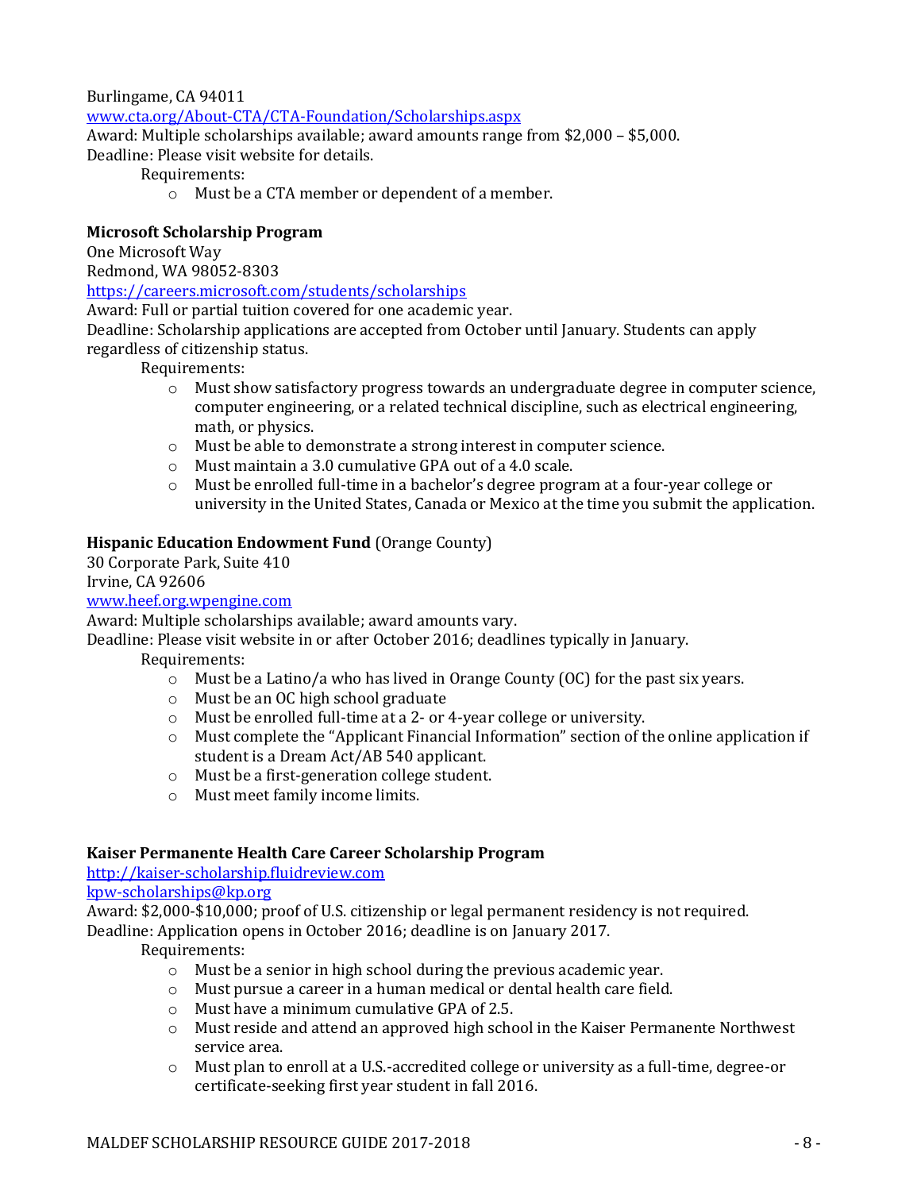Burlingame, CA 94011
www.cta.org/About-CTA/CTA-Foundation/Scholarships.aspx
Award: Multiple scholarships available; award amounts range from $2,000 – $5,000.
Deadline: Please visit website for details.

Requirements:

- Must be a CTA member or dependent of a member.

**Microsoft Scholarship Program**
One Microsoft Way
Redmond, WA 98052-8303
https://careers.microsoft.com/students/scholarships
Award: Full or partial tuition covered for one academic year.
Deadline: Scholarship applications are accepted from October until January. Students can apply regardless of citizenship status.

Requirements:

- Must show satisfactory progress towards an undergraduate degree in computer science, computer engineering, or a related technical discipline, such as electrical engineering, math, or physics.
- Must be able to demonstrate a strong interest in computer science.
- Must maintain a 3.0 cumulative GPA out of a 4.0 scale.
- Must be enrolled full-time in a bachelor's degree program at a four-year college or university in the United States, Canada or Mexico at the time you submit the application.

**Hispanic Education Endowment Fund** (Orange County)
30 Corporate Park, Suite 410
Irvine, CA 92606
www.heef.org.wpengine.com
Award: Multiple scholarships available; award amounts vary.
Deadline: Please visit website in or after October 2016; deadlines typically in January.

Requirements:

- Must be a Latino/a who has lived in Orange County (OC) for the past six years.
- Must be an OC high school graduate
- Must be enrolled full-time at a 2- or 4-year college or university.
- Must complete the "Applicant Financial Information" section of the online application if student is a Dream Act/AB 540 applicant.
- Must be a first-generation college student.
- Must meet family income limits.

**Kaiser Permanente Health Care Career Scholarship Program**
http://kaiser-scholarship.fluidreview.com
kpw-scholarships@kp.org
Award: $2,000-$10,000; proof of U.S. citizenship or legal permanent residency is not required.
Deadline: Application opens in October 2016; deadline is on January 2017.

Requirements:

- Must be a senior in high school during the previous academic year.
- Must pursue a career in a human medical or dental health care field.
- Must have a minimum cumulative GPA of 2.5.
- Must reside and attend an approved high school in the Kaiser Permanente Northwest service area.
- Must plan to enroll at a U.S.-accredited college or university as a full-time, degree-or certificate-seeking first year student in fall 2016.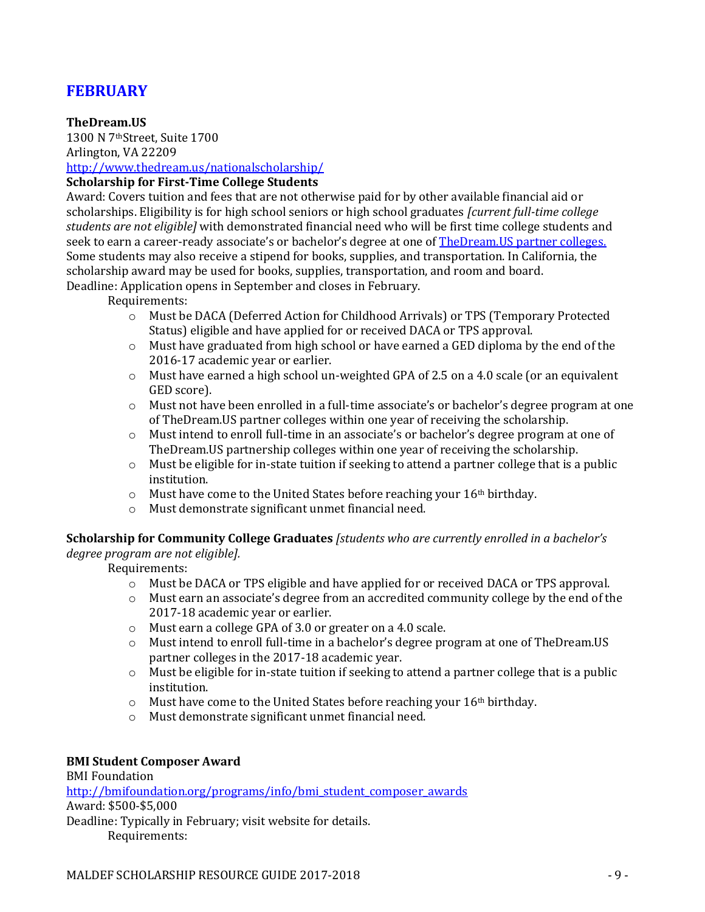## FEBRUARY

**TheDream.US**
1300 N 7th Street, Suite 1700
Arlington, VA 22209
http://www.thedream.us/nationalscholarship/

**Scholarship for First-Time College Students**
Award: Covers tuition and fees that are not otherwise paid for by other available financial aid or scholarships. Eligibility is for high school seniors or high school graduates *[current full-time college students are not eligible]* with demonstrated financial need who will be first time college students and seek to earn a career-ready associate's or bachelor's degree at one of TheDream.US partner colleges. Some students may also receive a stipend for books, supplies, and transportation. In California, the scholarship award may be used for books, supplies, transportation, and room and board.
Deadline: Application opens in September and closes in February.

Requirements:

- Must be DACA (Deferred Action for Childhood Arrivals) or TPS (Temporary Protected Status) eligible and have applied for or received DACA or TPS approval.
- Must have graduated from high school or have earned a GED diploma by the end of the 2016-17 academic year or earlier.
- Must have earned a high school un-weighted GPA of 2.5 on a 4.0 scale (or an equivalent GED score).
- Must not have been enrolled in a full-time associate's or bachelor's degree program at one of TheDream.US partner colleges within one year of receiving the scholarship.
- Must intend to enroll full-time in an associate's or bachelor's degree program at one of TheDream.US partnership colleges within one year of receiving the scholarship.
- Must be eligible for in-state tuition if seeking to attend a partner college that is a public institution.
- Must have come to the United States before reaching your 16th birthday.
- Must demonstrate significant unmet financial need.

**Scholarship for Community College Graduates** *[students who are currently enrolled in a bachelor's degree program are not eligible].*

Requirements:

- Must be DACA or TPS eligible and have applied for or received DACA or TPS approval.
- Must earn an associate's degree from an accredited community college by the end of the 2017-18 academic year or earlier.
- Must earn a college GPA of 3.0 or greater on a 4.0 scale.
- Must intend to enroll full-time in a bachelor's degree program at one of TheDream.US partner colleges in the 2017-18 academic year.
- Must be eligible for in-state tuition if seeking to attend a partner college that is a public institution.
- Must have come to the United States before reaching your 16th birthday.
- Must demonstrate significant unmet financial need.

**BMI Student Composer Award**
BMI Foundation
http://bmifoundation.org/programs/info/bmi_student_composer_awards
Award: $500-$5,000
Deadline: Typically in February; visit website for details.

Requirements: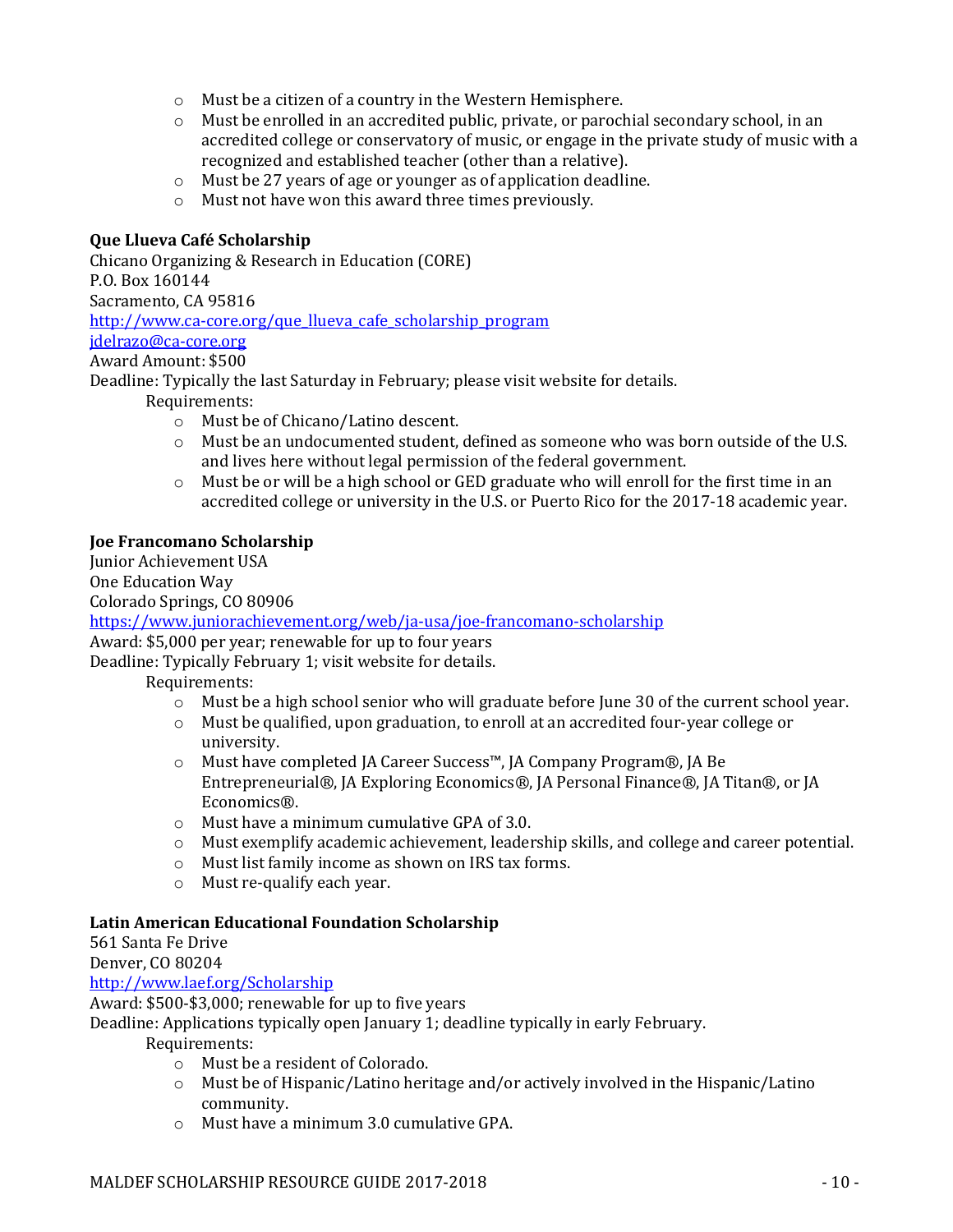- Must be a citizen of a country in the Western Hemisphere.
- Must be enrolled in an accredited public, private, or parochial secondary school, in an accredited college or conservatory of music, or engage in the private study of music with a recognized and established teacher (other than a relative).
- Must be 27 years of age or younger as of application deadline.
- Must not have won this award three times previously.

**Que Llueva Café Scholarship**
Chicano Organizing & Research in Education (CORE)
P.O. Box 160144
Sacramento, CA 95816
http://www.ca-core.org/que_llueva_cafe_scholarship_program
jdelrazo@ca-core.org
Award Amount: $500
Deadline: Typically the last Saturday in February; please visit website for details.

Requirements:

- Must be of Chicano/Latino descent.
- Must be an undocumented student, defined as someone who was born outside of the U.S. and lives here without legal permission of the federal government.
- Must be or will be a high school or GED graduate who will enroll for the first time in an accredited college or university in the U.S. or Puerto Rico for the 2017-18 academic year.

**Joe Francomano Scholarship**
Junior Achievement USA
One Education Way
Colorado Springs, CO 80906
https://www.juniorachievement.org/web/ja-usa/joe-francomano-scholarship
Award: $5,000 per year; renewable for up to four years
Deadline: Typically February 1; visit website for details.

Requirements:

- Must be a high school senior who will graduate before June 30 of the current school year.
- Must be qualified, upon graduation, to enroll at an accredited four-year college or university.
- Must have completed JA Career Success™, JA Company Program®, JA Be Entrepreneurial®, JA Exploring Economics®, JA Personal Finance®, JA Titan®, or JA Economics®.
- Must have a minimum cumulative GPA of 3.0.
- Must exemplify academic achievement, leadership skills, and college and career potential.
- Must list family income as shown on IRS tax forms.
- Must re-qualify each year.

**Latin American Educational Foundation Scholarship**
561 Santa Fe Drive
Denver, CO 80204
http://www.laef.org/Scholarship
Award: $500-$3,000; renewable for up to five years
Deadline: Applications typically open January 1; deadline typically in early February.

Requirements:

- Must be a resident of Colorado.
- Must be of Hispanic/Latino heritage and/or actively involved in the Hispanic/Latino community.
- Must have a minimum 3.0 cumulative GPA.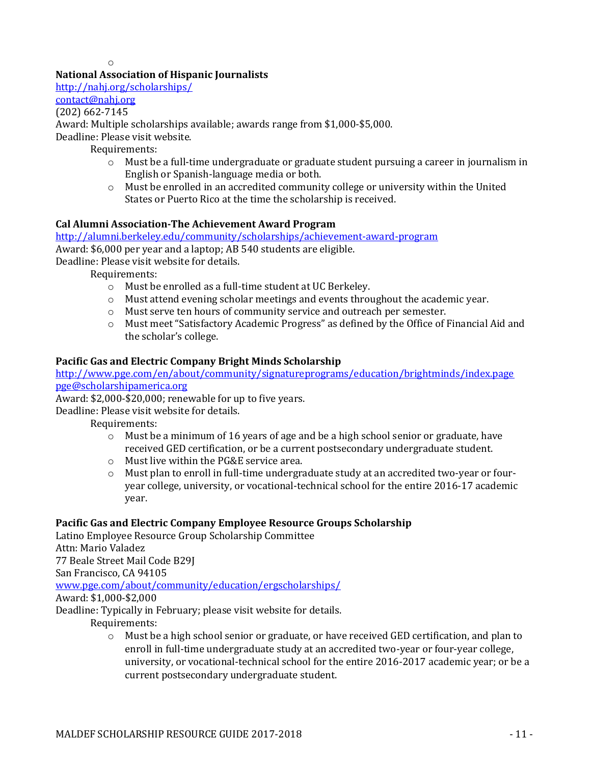- 

**National Association of Hispanic Journalists**
http://nahj.org/scholarships/
contact@nahj.org
(202) 662-7145
Award: Multiple scholarships available; awards range from $1,000-$5,000.
Deadline: Please visit website.

Requirements:

- Must be a full-time undergraduate or graduate student pursuing a career in journalism in English or Spanish-language media or both.
- Must be enrolled in an accredited community college or university within the United States or Puerto Rico at the time the scholarship is received.

**Cal Alumni Association-The Achievement Award Program**
http://alumni.berkeley.edu/community/scholarships/achievement-award-program
Award: $6,000 per year and a laptop; AB 540 students are eligible.
Deadline: Please visit website for details.

Requirements:

- Must be enrolled as a full-time student at UC Berkeley.
- Must attend evening scholar meetings and events throughout the academic year.
- Must serve ten hours of community service and outreach per semester.
- Must meet "Satisfactory Academic Progress" as defined by the Office of Financial Aid and the scholar's college.

**Pacific Gas and Electric Company Bright Minds Scholarship**
http://www.pge.com/en/about/community/signatureprograms/education/brightminds/index.page
pge@scholarshipamerica.org
Award: $2,000-$20,000; renewable for up to five years.
Deadline: Please visit website for details.

Requirements:

- Must be a minimum of 16 years of age and be a high school senior or graduate, have received GED certification, or be a current postsecondary undergraduate student.
- Must live within the PG&E service area.
- Must plan to enroll in full-time undergraduate study at an accredited two-year or four-year college, university, or vocational-technical school for the entire 2016-17 academic year.

**Pacific Gas and Electric Company Employee Resource Groups Scholarship**
Latino Employee Resource Group Scholarship Committee
Attn: Mario Valadez
77 Beale Street Mail Code B29J
San Francisco, CA 94105
www.pge.com/about/community/education/ergscholarships/
Award: $1,000-$2,000
Deadline: Typically in February; please visit website for details.

Requirements:

- Must be a high school senior or graduate, or have received GED certification, and plan to enroll in full-time undergraduate study at an accredited two-year or four-year college, university, or vocational-technical school for the entire 2016-2017 academic year; or be a current postsecondary undergraduate student.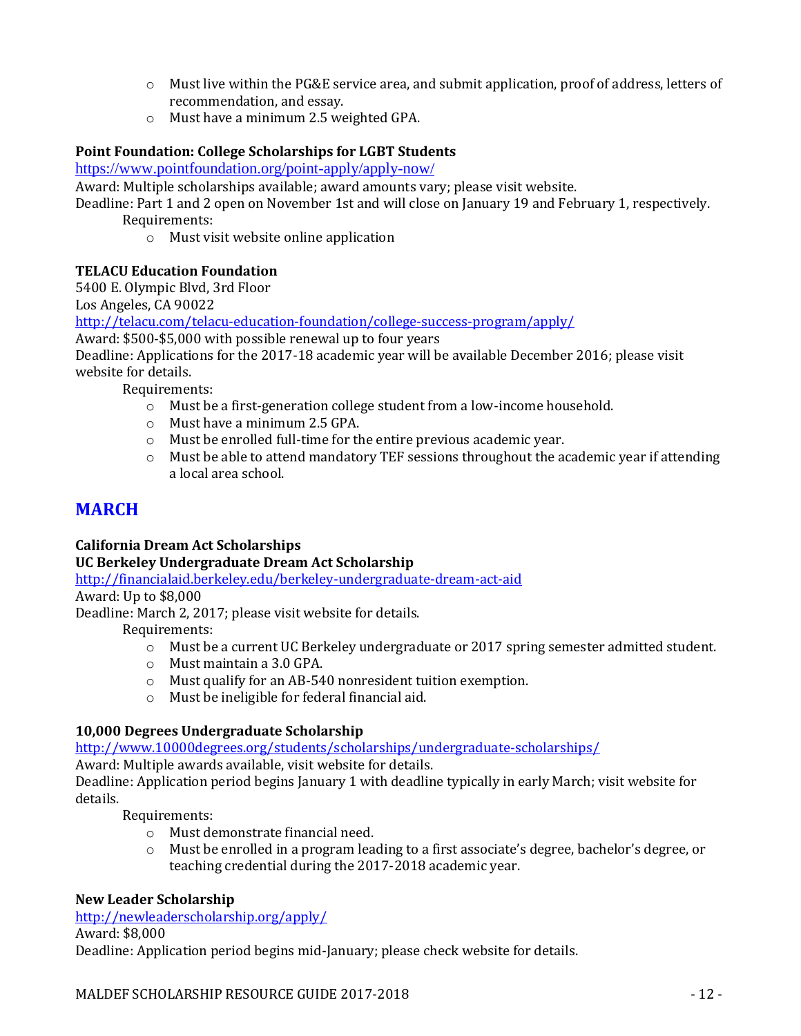- Must live within the PG&E service area, and submit application, proof of address, letters of recommendation, and essay.
- Must have a minimum 2.5 weighted GPA.

**Point Foundation: College Scholarships for LGBT Students**
https://www.pointfoundation.org/point-apply/apply-now/
Award: Multiple scholarships available; award amounts vary; please visit website.
Deadline: Part 1 and 2 open on November 1st and will close on January 19 and February 1, respectively.
Requirements:

- Must visit website online application

**TELACU Education Foundation**
5400 E. Olympic Blvd, 3rd Floor
Los Angeles, CA 90022
http://telacu.com/telacu-education-foundation/college-success-program/apply/
Award: $500-$5,000 with possible renewal up to four years
Deadline: Applications for the 2017-18 academic year will be available December 2016; please visit website for details.
Requirements:

- Must be a first-generation college student from a low-income household.
- Must have a minimum 2.5 GPA.
- Must be enrolled full-time for the entire previous academic year.
- Must be able to attend mandatory TEF sessions throughout the academic year if attending a local area school.

## MARCH

**California Dream Act Scholarships**
**UC Berkeley Undergraduate Dream Act Scholarship**
http://financialaid.berkeley.edu/berkeley-undergraduate-dream-act-aid
Award: Up to $8,000
Deadline: March 2, 2017; please visit website for details.
Requirements:

- Must be a current UC Berkeley undergraduate or 2017 spring semester admitted student.
- Must maintain a 3.0 GPA.
- Must qualify for an AB-540 nonresident tuition exemption.
- Must be ineligible for federal financial aid.

**10,000 Degrees Undergraduate Scholarship**
http://www.10000degrees.org/students/scholarships/undergraduate-scholarships/
Award: Multiple awards available, visit website for details.
Deadline: Application period begins January 1 with deadline typically in early March; visit website for details.
Requirements:

- Must demonstrate financial need.
- Must be enrolled in a program leading to a first associate's degree, bachelor's degree, or teaching credential during the 2017-2018 academic year.

**New Leader Scholarship**
http://newleaderscholarship.org/apply/
Award: $8,000
Deadline: Application period begins mid-January; please check website for details.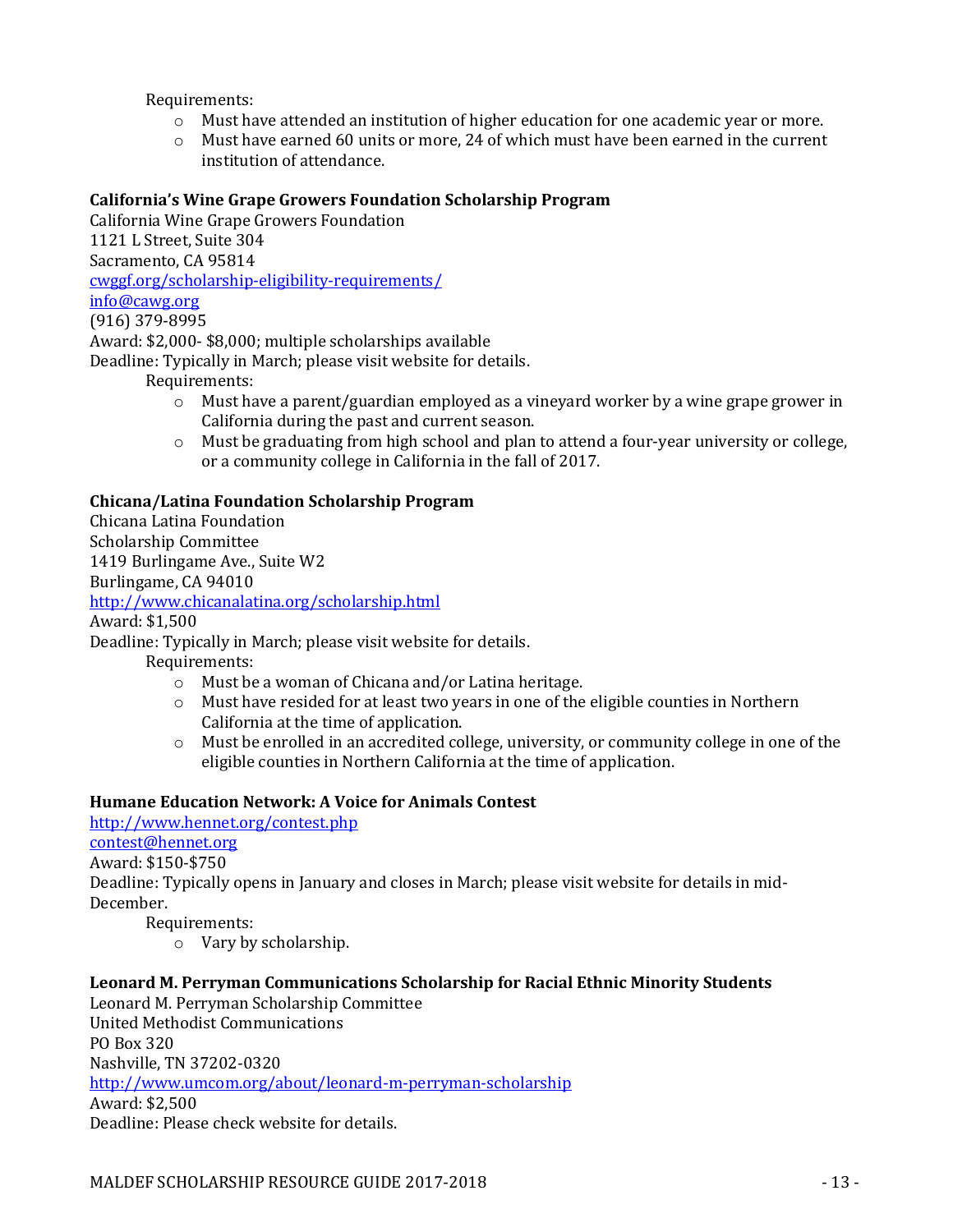Requirements:

- Must have attended an institution of higher education for one academic year or more.
- Must have earned 60 units or more, 24 of which must have been earned in the current institution of attendance.

**California's Wine Grape Growers Foundation Scholarship Program**

California Wine Grape Growers Foundation
1121 L Street, Suite 304
Sacramento, CA 95814
cwggf.org/scholarship-eligibility-requirements/
info@cawg.org
(916) 379-8995
Award: $2,000- $8,000; multiple scholarships available
Deadline: Typically in March; please visit website for details.

Requirements:

- Must have a parent/guardian employed as a vineyard worker by a wine grape grower in California during the past and current season.
- Must be graduating from high school and plan to attend a four-year university or college, or a community college in California in the fall of 2017.

**Chicana/Latina Foundation Scholarship Program**

Chicana Latina Foundation
Scholarship Committee
1419 Burlingame Ave., Suite W2
Burlingame, CA 94010
http://www.chicanalatina.org/scholarship.html
Award: $1,500
Deadline: Typically in March; please visit website for details.

Requirements:

- Must be a woman of Chicana and/or Latina heritage.
- Must have resided for at least two years in one of the eligible counties in Northern California at the time of application.
- Must be enrolled in an accredited college, university, or community college in one of the eligible counties in Northern California at the time of application.

**Humane Education Network: A Voice for Animals Contest**

http://www.hennet.org/contest.php
contest@hennet.org
Award: $150-$750
Deadline: Typically opens in January and closes in March; please visit website for details in mid-December.

Requirements:

- Vary by scholarship.

**Leonard M. Perryman Communications Scholarship for Racial Ethnic Minority Students**

Leonard M. Perryman Scholarship Committee
United Methodist Communications
PO Box 320
Nashville, TN 37202-0320
http://www.umcom.org/about/leonard-m-perryman-scholarship
Award: $2,500
Deadline: Please check website for details.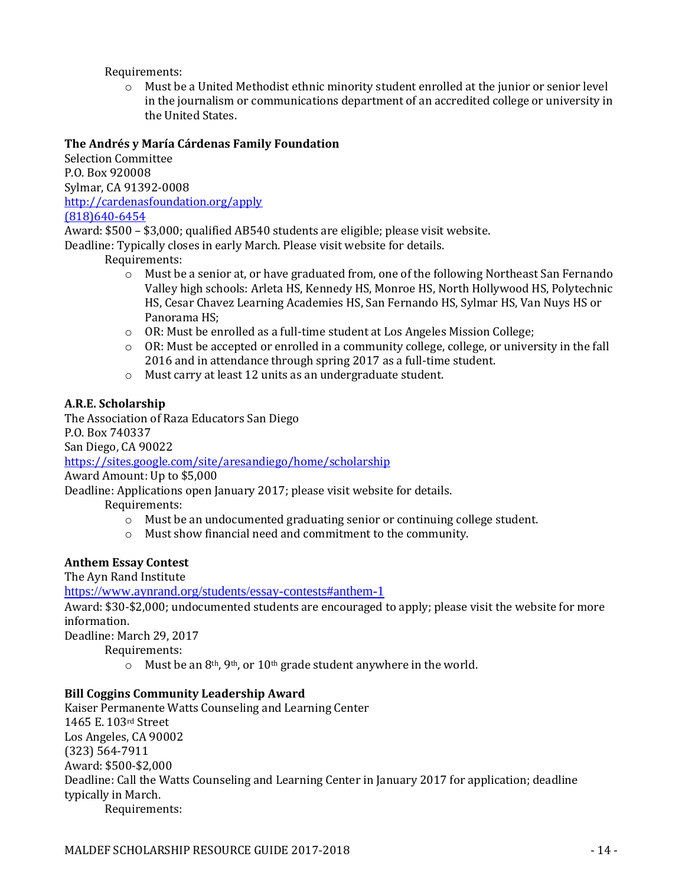Requirements:

- Must be a United Methodist ethnic minority student enrolled at the junior or senior level in the journalism or communications department of an accredited college or university in the United States.

**The Andrés y María Cárdenas Family Foundation**
Selection Committee
P.O. Box 920008
Sylmar, CA 91392-0008
http://cardenasfoundation.org/apply
(818)640-6454
Award: $500 – $3,000; qualified AB540 students are eligible; please visit website.
Deadline: Typically closes in early March. Please visit website for details.

Requirements:

- Must be a senior at, or have graduated from, one of the following Northeast San Fernando Valley high schools: Arleta HS, Kennedy HS, Monroe HS, North Hollywood HS, Polytechnic HS, Cesar Chavez Learning Academies HS, San Fernando HS, Sylmar HS, Van Nuys HS or Panorama HS;
- OR: Must be enrolled as a full-time student at Los Angeles Mission College;
- OR: Must be accepted or enrolled in a community college, college, or university in the fall 2016 and in attendance through spring 2017 as a full-time student.
- Must carry at least 12 units as an undergraduate student.

**A.R.E. Scholarship**
The Association of Raza Educators San Diego
P.O. Box 740337
San Diego, CA 90022
https://sites.google.com/site/aresandiego/home/scholarship
Award Amount: Up to $5,000
Deadline: Applications open January 2017; please visit website for details.

Requirements:

- Must be an undocumented graduating senior or continuing college student.
- Must show financial need and commitment to the community.

**Anthem Essay Contest**
The Ayn Rand Institute
https://www.aynrand.org/students/essay-contests#anthem-1
Award: $30-$2,000; undocumented students are encouraged to apply; please visit the website for more information.
Deadline: March 29, 2017

Requirements:

- Must be an 8th, 9th, or 10th grade student anywhere in the world.

**Bill Coggins Community Leadership Award**
Kaiser Permanente Watts Counseling and Learning Center
1465 E. 103rd Street
Los Angeles, CA 90002
(323) 564-7911
Award: $500-$2,000
Deadline: Call the Watts Counseling and Learning Center in January 2017 for application; deadline typically in March.

Requirements: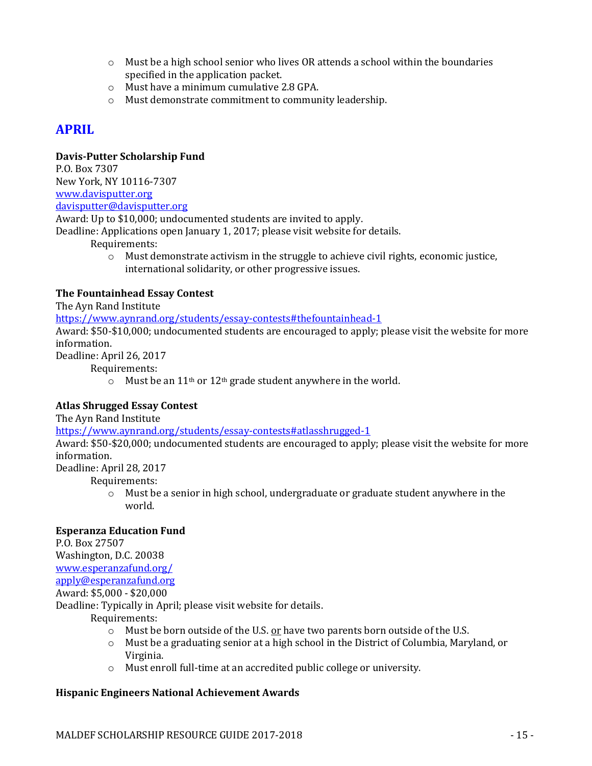- Must be a high school senior who lives OR attends a school within the boundaries specified in the application packet.
- Must have a minimum cumulative 2.8 GPA.
- Must demonstrate commitment to community leadership.

## APRIL

**Davis-Putter Scholarship Fund**
P.O. Box 7307
New York, NY 10116-7307
www.davisputter.org
davisputter@davisputter.org
Award: Up to $10,000; undocumented students are invited to apply.
Deadline: Applications open January 1, 2017; please visit website for details.
Requirements:
- Must demonstrate activism in the struggle to achieve civil rights, economic justice, international solidarity, or other progressive issues.

**The Fountainhead Essay Contest**
The Ayn Rand Institute
https://www.aynrand.org/students/essay-contests#thefountainhead-1
Award: $50-$10,000; undocumented students are encouraged to apply; please visit the website for more information.
Deadline: April 26, 2017
Requirements:
- Must be an 11th or 12th grade student anywhere in the world.

**Atlas Shrugged Essay Contest**
The Ayn Rand Institute
https://www.aynrand.org/students/essay-contests#atlasshrugged-1
Award: $50-$20,000; undocumented students are encouraged to apply; please visit the website for more information.
Deadline: April 28, 2017
Requirements:
- Must be a senior in high school, undergraduate or graduate student anywhere in the world.

**Esperanza Education Fund**
P.O. Box 27507
Washington, D.C. 20038
www.esperanzafund.org/
apply@esperanzafund.org
Award: $5,000 - $20,000
Deadline: Typically in April; please visit website for details.
Requirements:
- Must be born outside of the U.S. or have two parents born outside of the U.S.
- Must be a graduating senior at a high school in the District of Columbia, Maryland, or Virginia.
- Must enroll full-time at an accredited public college or university.

**Hispanic Engineers National Achievement Awards**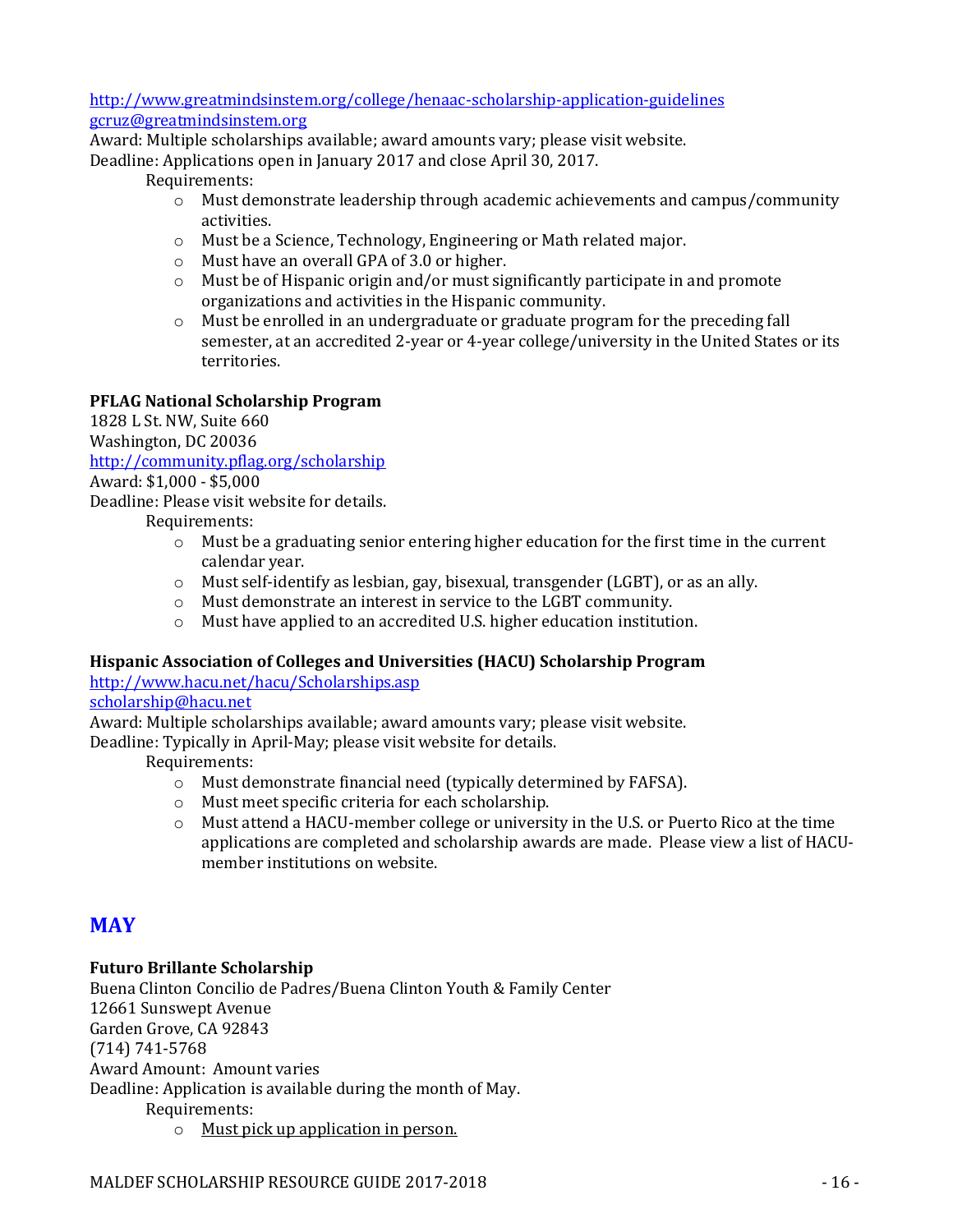http://www.greatmindsinstem.org/college/henaac-scholarship-application-guidelines
gcruz@greatmindsinstem.org
Award: Multiple scholarships available; award amounts vary; please visit website.
Deadline: Applications open in January 2017 and close April 30, 2017.

Requirements:

- Must demonstrate leadership through academic achievements and campus/community activities.
- Must be a Science, Technology, Engineering or Math related major.
- Must have an overall GPA of 3.0 or higher.
- Must be of Hispanic origin and/or must significantly participate in and promote organizations and activities in the Hispanic community.
- Must be enrolled in an undergraduate or graduate program for the preceding fall semester, at an accredited 2-year or 4-year college/university in the United States or its territories.

**PFLAG National Scholarship Program**
1828 L St. NW, Suite 660
Washington, DC 20036
http://community.pflag.org/scholarship
Award: $1,000 - $5,000
Deadline: Please visit website for details.

Requirements:

- Must be a graduating senior entering higher education for the first time in the current calendar year.
- Must self-identify as lesbian, gay, bisexual, transgender (LGBT), or as an ally.
- Must demonstrate an interest in service to the LGBT community.
- Must have applied to an accredited U.S. higher education institution.

**Hispanic Association of Colleges and Universities (HACU) Scholarship Program**
http://www.hacu.net/hacu/Scholarships.asp
scholarship@hacu.net
Award: Multiple scholarships available; award amounts vary; please visit website.
Deadline: Typically in April-May; please visit website for details.

Requirements:

- Must demonstrate financial need (typically determined by FAFSA).
- Must meet specific criteria for each scholarship.
- Must attend a HACU-member college or university in the U.S. or Puerto Rico at the time applications are completed and scholarship awards are made. Please view a list of HACU-member institutions on website.

## MAY

**Futuro Brillante Scholarship**
Buena Clinton Concilio de Padres/Buena Clinton Youth & Family Center
12661 Sunswept Avenue
Garden Grove, CA 92843
(714) 741-5768
Award Amount: Amount varies
Deadline: Application is available during the month of May.

Requirements:

- Must pick up application in person.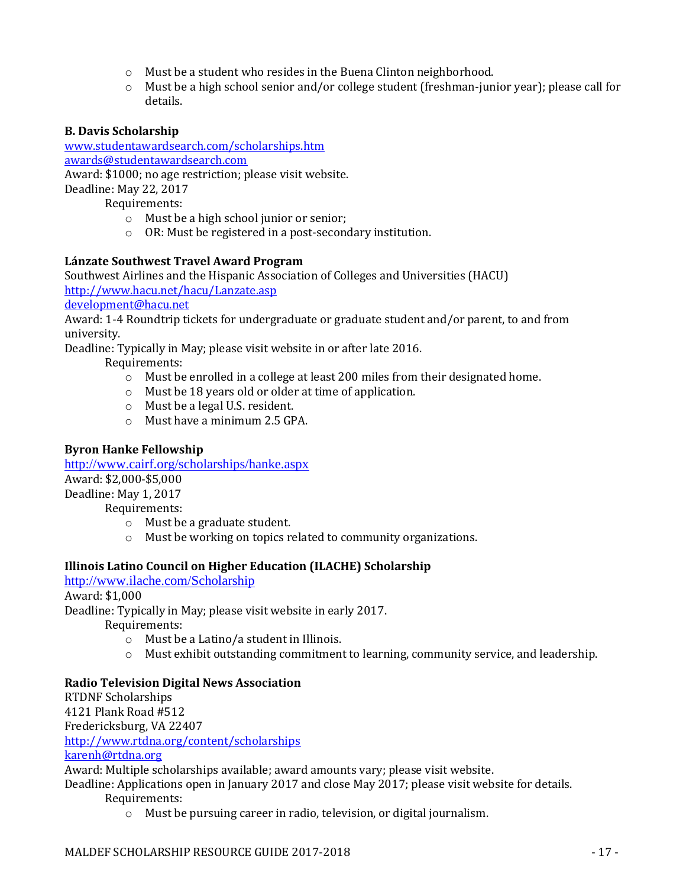- Must be a student who resides in the Buena Clinton neighborhood.
- Must be a high school senior and/or college student (freshman-junior year); please call for details.

**B. Davis Scholarship**
www.studentawardsearch.com/scholarships.htm
awards@studentawardsearch.com
Award: $1000; no age restriction; please visit website.
Deadline: May 22, 2017

Requirements:

- Must be a high school junior or senior;
- OR: Must be registered in a post-secondary institution.

**Lánzate Southwest Travel Award Program**
Southwest Airlines and the Hispanic Association of Colleges and Universities (HACU)
http://www.hacu.net/hacu/Lanzate.asp
development@hacu.net
Award: 1-4 Roundtrip tickets for undergraduate or graduate student and/or parent, to and from university.
Deadline: Typically in May; please visit website in or after late 2016.

Requirements:

- Must be enrolled in a college at least 200 miles from their designated home.
- Must be 18 years old or older at time of application.
- Must be a legal U.S. resident.
- Must have a minimum 2.5 GPA.

**Byron Hanke Fellowship**
http://www.cairf.org/scholarships/hanke.aspx
Award: $2,000-$5,000
Deadline: May 1, 2017

Requirements:

- Must be a graduate student.
- Must be working on topics related to community organizations.

**Illinois Latino Council on Higher Education (ILACHE) Scholarship**
http://www.ilache.com/Scholarship
Award: $1,000
Deadline: Typically in May; please visit website in early 2017.

Requirements:

- Must be a Latino/a student in Illinois.
- Must exhibit outstanding commitment to learning, community service, and leadership.

**Radio Television Digital News Association**
RTDNF Scholarships
4121 Plank Road #512
Fredericksburg, VA 22407
http://www.rtdna.org/content/scholarships
karenh@rtdna.org
Award: Multiple scholarships available; award amounts vary; please visit website.
Deadline: Applications open in January 2017 and close May 2017; please visit website for details.

Requirements:

- Must be pursuing career in radio, television, or digital journalism.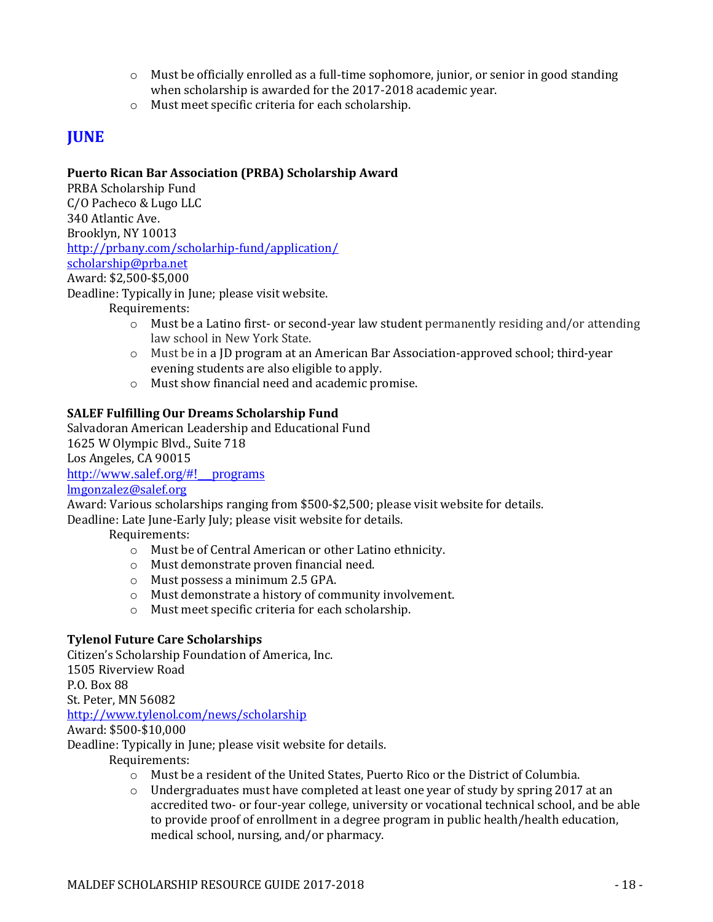- Must be officially enrolled as a full-time sophomore, junior, or senior in good standing when scholarship is awarded for the 2017-2018 academic year.
- Must meet specific criteria for each scholarship.

## JUNE

**Puerto Rican Bar Association (PRBA) Scholarship Award**
PRBA Scholarship Fund
C/O Pacheco & Lugo LLC
340 Atlantic Ave.
Brooklyn, NY 10013
http://prbany.com/scholarhip-fund/application/
scholarship@prba.net
Award: $2,500-$5,000
Deadline: Typically in June; please visit website.

Requirements:

- Must be a Latino first- or second-year law student permanently residing and/or attending law school in New York State.
- Must be in a JD program at an American Bar Association-approved school; third-year evening students are also eligible to apply.
- Must show financial need and academic promise.

**SALEF Fulfilling Our Dreams Scholarship Fund**
Salvadoran American Leadership and Educational Fund
1625 W Olympic Blvd., Suite 718
Los Angeles, CA 90015
http://www.salef.org/#!__programs
lmgonzalez@salef.org
Award: Various scholarships ranging from $500-$2,500; please visit website for details.
Deadline: Late June-Early July; please visit website for details.

Requirements:

- Must be of Central American or other Latino ethnicity.
- Must demonstrate proven financial need.
- Must possess a minimum 2.5 GPA.
- Must demonstrate a history of community involvement.
- Must meet specific criteria for each scholarship.

**Tylenol Future Care Scholarships**
Citizen's Scholarship Foundation of America, Inc.
1505 Riverview Road
P.O. Box 88
St. Peter, MN 56082
http://www.tylenol.com/news/scholarship
Award: $500-$10,000
Deadline: Typically in June; please visit website for details.

Requirements:

- Must be a resident of the United States, Puerto Rico or the District of Columbia.
- Undergraduates must have completed at least one year of study by spring 2017 at an accredited two- or four-year college, university or vocational technical school, and be able to provide proof of enrollment in a degree program in public health/health education, medical school, nursing, and/or pharmacy.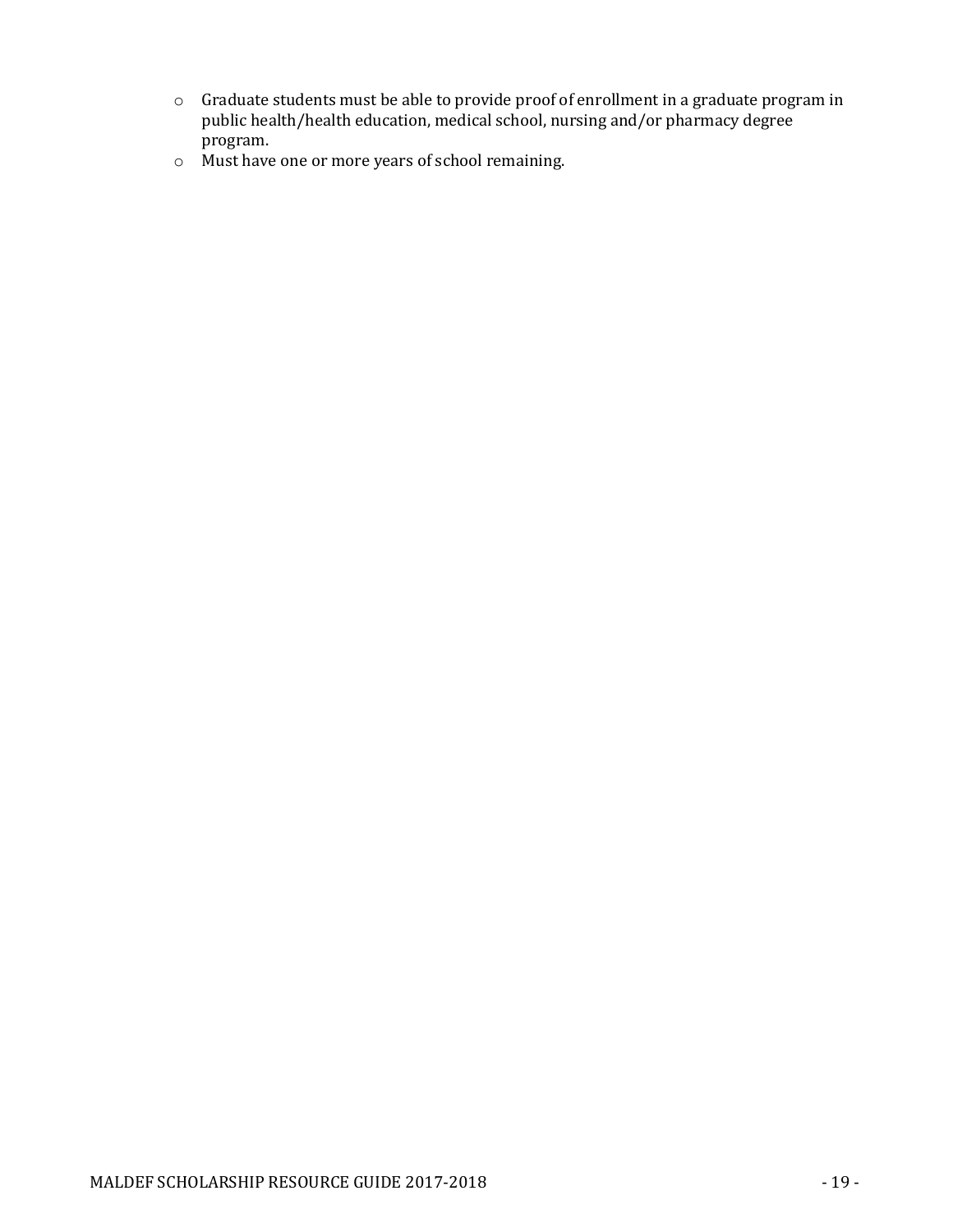- Graduate students must be able to provide proof of enrollment in a graduate program in public health/health education, medical school, nursing and/or pharmacy degree program.
- Must have one or more years of school remaining.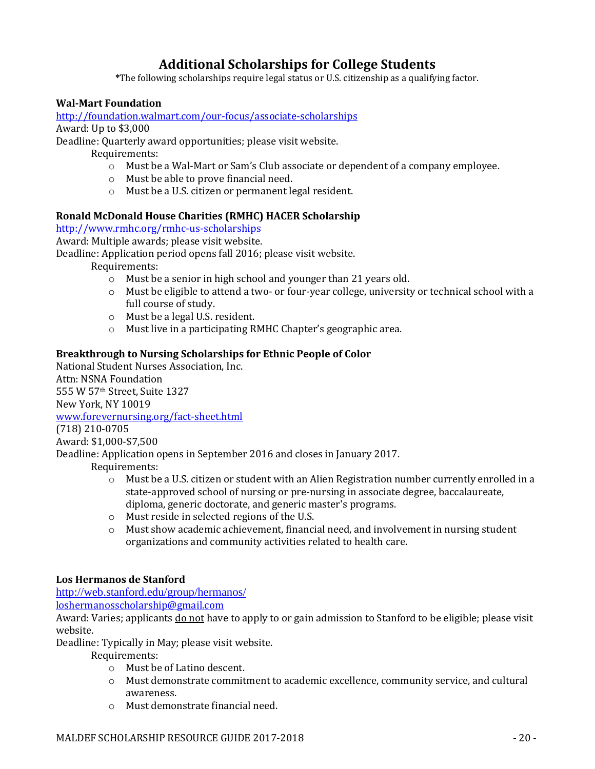# Additional Scholarships for College Students

*The following scholarships require legal status or U.S. citizenship as a qualifying factor.

**Wal-Mart Foundation**
http://foundation.walmart.com/our-focus/associate-scholarships
Award: Up to $3,000
Deadline: Quarterly award opportunities; please visit website.

Requirements:

- Must be a Wal-Mart or Sam's Club associate or dependent of a company employee.
- Must be able to prove financial need.
- Must be a U.S. citizen or permanent legal resident.

**Ronald McDonald House Charities (RMHC) HACER Scholarship**
http://www.rmhc.org/rmhc-us-scholarships
Award: Multiple awards; please visit website.
Deadline: Application period opens fall 2016; please visit website.

Requirements:

- Must be a senior in high school and younger than 21 years old.
- Must be eligible to attend a two- or four-year college, university or technical school with a full course of study.
- Must be a legal U.S. resident.
- Must live in a participating RMHC Chapter's geographic area.

**Breakthrough to Nursing Scholarships for Ethnic People of Color**
National Student Nurses Association, Inc.
Attn: NSNA Foundation
555 W 57th Street, Suite 1327
New York, NY 10019
www.forevernursing.org/fact-sheet.html
(718) 210-0705
Award: $1,000-$7,500
Deadline: Application opens in September 2016 and closes in January 2017.

Requirements:

- Must be a U.S. citizen or student with an Alien Registration number currently enrolled in a state-approved school of nursing or pre-nursing in associate degree, baccalaureate, diploma, generic doctorate, and generic master's programs.
- Must reside in selected regions of the U.S.
- Must show academic achievement, financial need, and involvement in nursing student organizations and community activities related to health care.

**Los Hermanos de Stanford**
http://web.stanford.edu/group/hermanos/
loshermanosscholarship@gmail.com
Award: Varies; applicants do not have to apply to or gain admission to Stanford to be eligible; please visit website.
Deadline: Typically in May; please visit website.

Requirements:

- Must be of Latino descent.
- Must demonstrate commitment to academic excellence, community service, and cultural awareness.
- Must demonstrate financial need.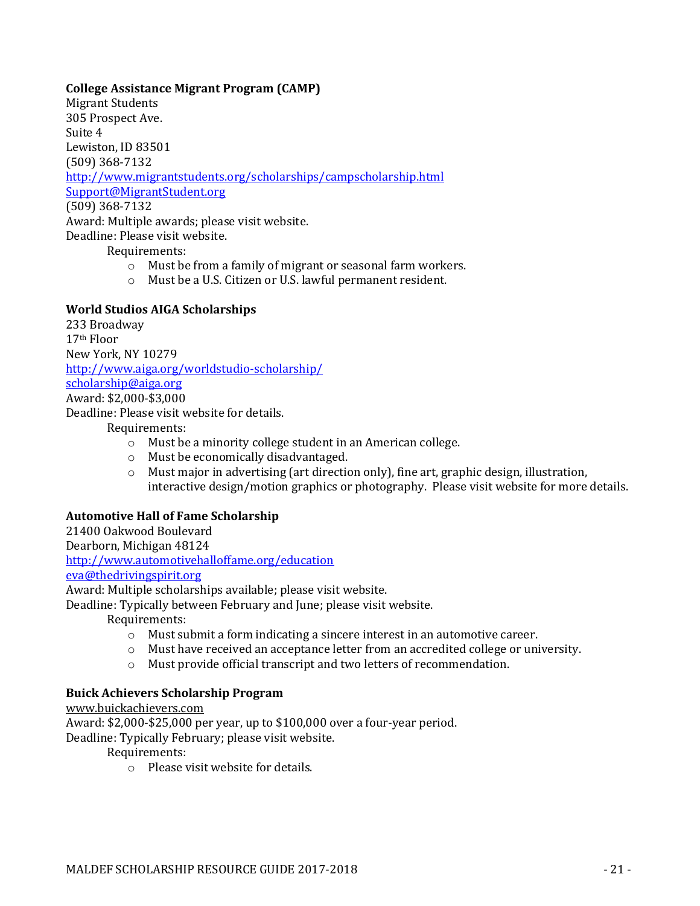**College Assistance Migrant Program (CAMP)**
Migrant Students
305 Prospect Ave.
Suite 4
Lewiston, ID 83501
(509) 368-7132
http://www.migrantstudents.org/scholarships/campscholarship.html
Support@MigrantStudent.org
(509) 368-7132
Award: Multiple awards; please visit website.
Deadline: Please visit website.

Requirements:

- Must be from a family of migrant or seasonal farm workers.
- Must be a U.S. Citizen or U.S. lawful permanent resident.

**World Studios AIGA Scholarships**
233 Broadway
17th Floor
New York, NY 10279
http://www.aiga.org/worldstudio-scholarship/
scholarship@aiga.org
Award: $2,000-$3,000
Deadline: Please visit website for details.

Requirements:

- Must be a minority college student in an American college.
- Must be economically disadvantaged.
- Must major in advertising (art direction only), fine art, graphic design, illustration, interactive design/motion graphics or photography. Please visit website for more details.

**Automotive Hall of Fame Scholarship**
21400 Oakwood Boulevard
Dearborn, Michigan 48124
http://www.automotivehalloffame.org/education
eva@thedrivingspirit.org
Award: Multiple scholarships available; please visit website.
Deadline: Typically between February and June; please visit website.

Requirements:

- Must submit a form indicating a sincere interest in an automotive career.
- Must have received an acceptance letter from an accredited college or university.
- Must provide official transcript and two letters of recommendation.

**Buick Achievers Scholarship Program**
www.buickachievers.com
Award: $2,000-$25,000 per year, up to $100,000 over a four-year period.
Deadline: Typically February; please visit website.

Requirements:

- Please visit website for details.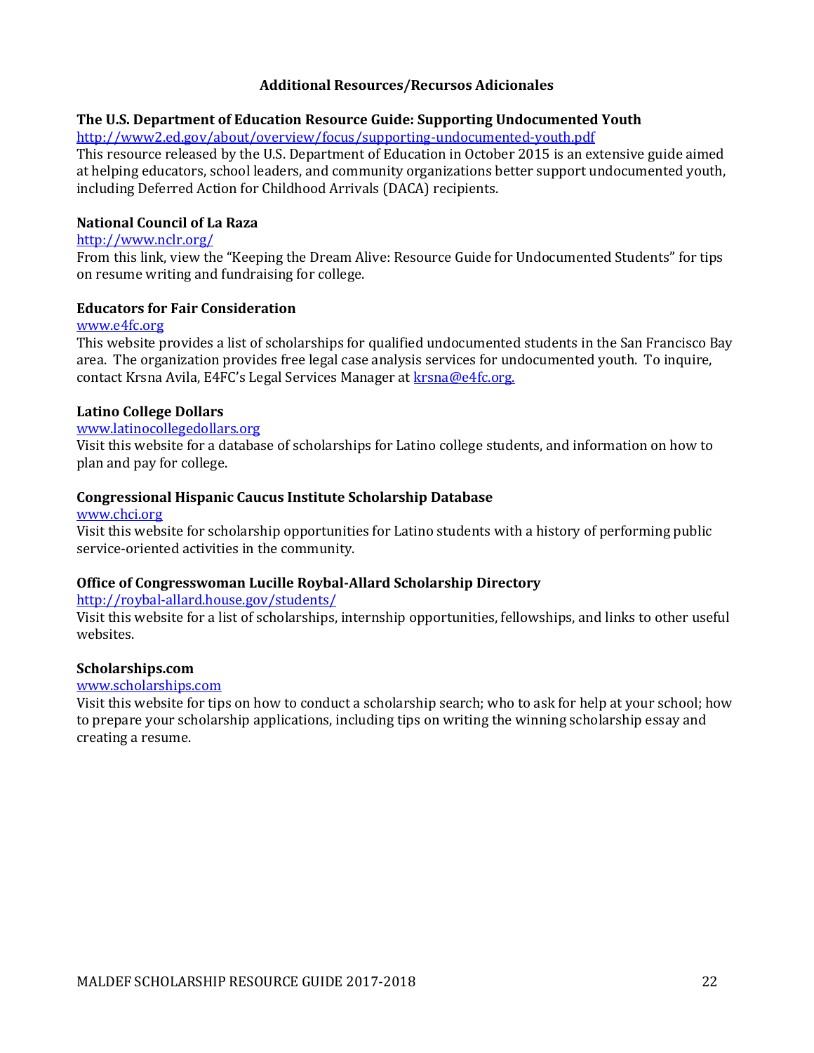## Additional Resources/Recursos Adicionales

**The U.S. Department of Education Resource Guide: Supporting Undocumented Youth**
http://www2.ed.gov/about/overview/focus/supporting-undocumented-youth.pdf
This resource released by the U.S. Department of Education in October 2015 is an extensive guide aimed at helping educators, school leaders, and community organizations better support undocumented youth, including Deferred Action for Childhood Arrivals (DACA) recipients.

**National Council of La Raza**
http://www.nclr.org/
From this link, view the "Keeping the Dream Alive: Resource Guide for Undocumented Students" for tips on resume writing and fundraising for college.

**Educators for Fair Consideration**
www.e4fc.org
This website provides a list of scholarships for qualified undocumented students in the San Francisco Bay area. The organization provides free legal case analysis services for undocumented youth. To inquire, contact Krsna Avila, E4FC's Legal Services Manager at krsna@e4fc.org.

**Latino College Dollars**
www.latinocollegedollars.org
Visit this website for a database of scholarships for Latino college students, and information on how to plan and pay for college.

**Congressional Hispanic Caucus Institute Scholarship Database**
www.chci.org
Visit this website for scholarship opportunities for Latino students with a history of performing public service-oriented activities in the community.

**Office of Congresswoman Lucille Roybal-Allard Scholarship Directory**
http://roybal-allard.house.gov/students/
Visit this website for a list of scholarships, internship opportunities, fellowships, and links to other useful websites.

**Scholarships.com**
www.scholarships.com
Visit this website for tips on how to conduct a scholarship search; who to ask for help at your school; how to prepare your scholarship applications, including tips on writing the winning scholarship essay and creating a resume.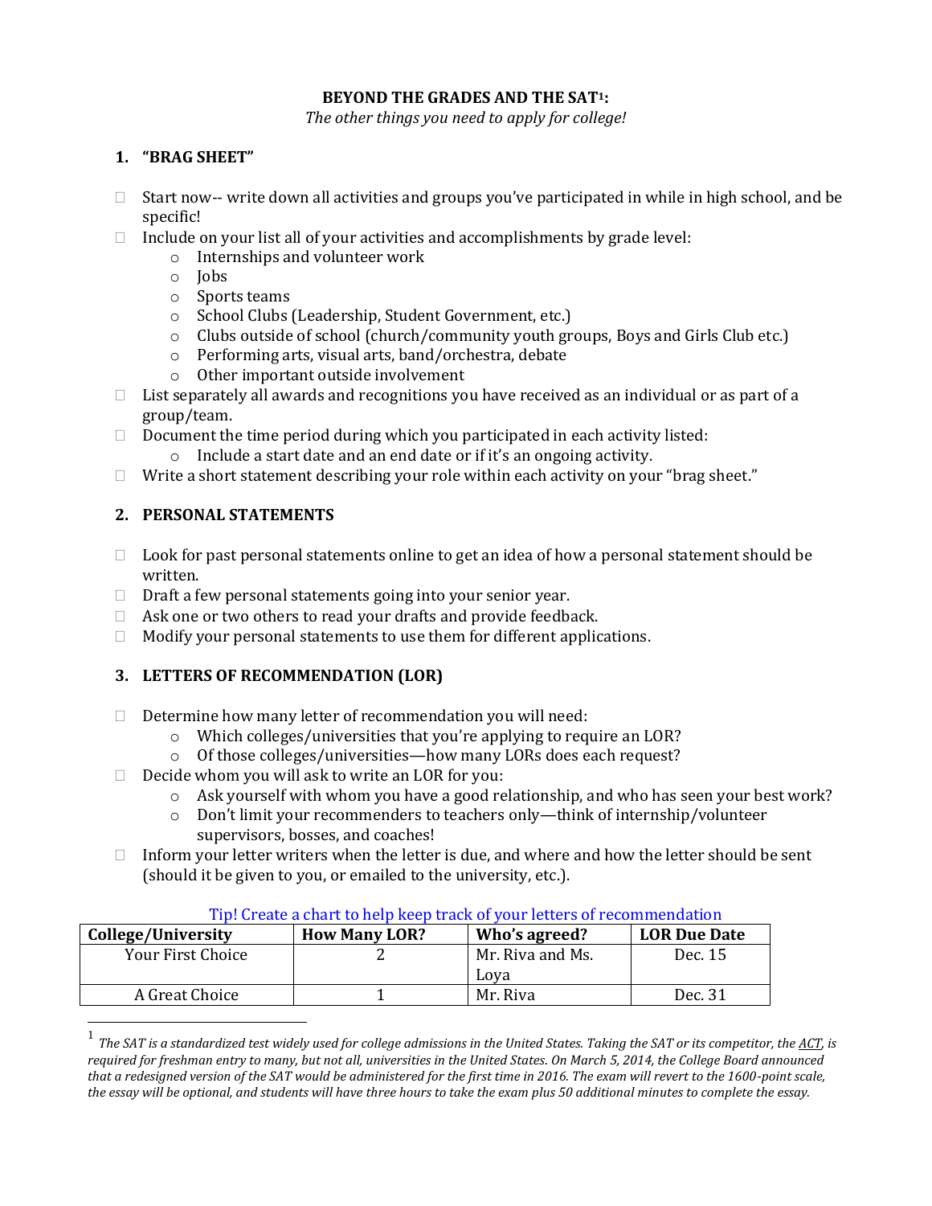**BEYOND THE GRADES AND THE SAT[1]:**

*The other things you need to apply for college!*

## 1. "BRAG SHEET"

- Start now-- write down all activities and groups you've participated in while in high school, and be specific!
- Include on your list all of your activities and accomplishments by grade level:
    - Internships and volunteer work
    - Jobs
    - Sports teams
    - School Clubs (Leadership, Student Government, etc.)
    - Clubs outside of school (church/community youth groups, Boys and Girls Club etc.)
    - Performing arts, visual arts, band/orchestra, debate
    - Other important outside involvement
- List separately all awards and recognitions you have received as an individual or as part of a group/team.
- Document the time period during which you participated in each activity listed:
    - Include a start date and an end date or if it's an ongoing activity.
- Write a short statement describing your role within each activity on your "brag sheet."

## 2. PERSONAL STATEMENTS

- Look for past personal statements online to get an idea of how a personal statement should be written.
- Draft a few personal statements going into your senior year.
- Ask one or two others to read your drafts and provide feedback.
- Modify your personal statements to use them for different applications.

## 3. LETTERS OF RECOMMENDATION (LOR)

- Determine how many letter of recommendation you will need:
    - Which colleges/universities that you're applying to require an LOR?
    - Of those colleges/universities—how many LORs does each request?
- Decide whom you will ask to write an LOR for you:
    - Ask yourself with whom you have a good relationship, and who has seen your best work?
    - Don't limit your recommenders to teachers only—think of internship/volunteer supervisors, bosses, and coaches!
- Inform your letter writers when the letter is due, and where and how the letter should be sent (should it be given to you, or emailed to the university, etc.).

Tip! Create a chart to help keep track of your letters of recommendation

| College/University | How Many LOR? | Who's agreed? | LOR Due Date |
|---|---|---|---|
| Your First Choice | 2 | Mr. Riva and Ms. Loya | Dec. 15 |
| A Great Choice | 1 | Mr. Riva | Dec. 31 |

[1] *The SAT is a standardized test widely used for college admissions in the United States. Taking the SAT or its competitor, the ACT, is required for freshman entry to many, but not all, universities in the United States. On March 5, 2014, the College Board announced that a redesigned version of the SAT would be administered for the first time in 2016. The exam will revert to the 1600-point scale, the essay will be optional, and students will have three hours to take the exam plus 50 additional minutes to complete the essay.*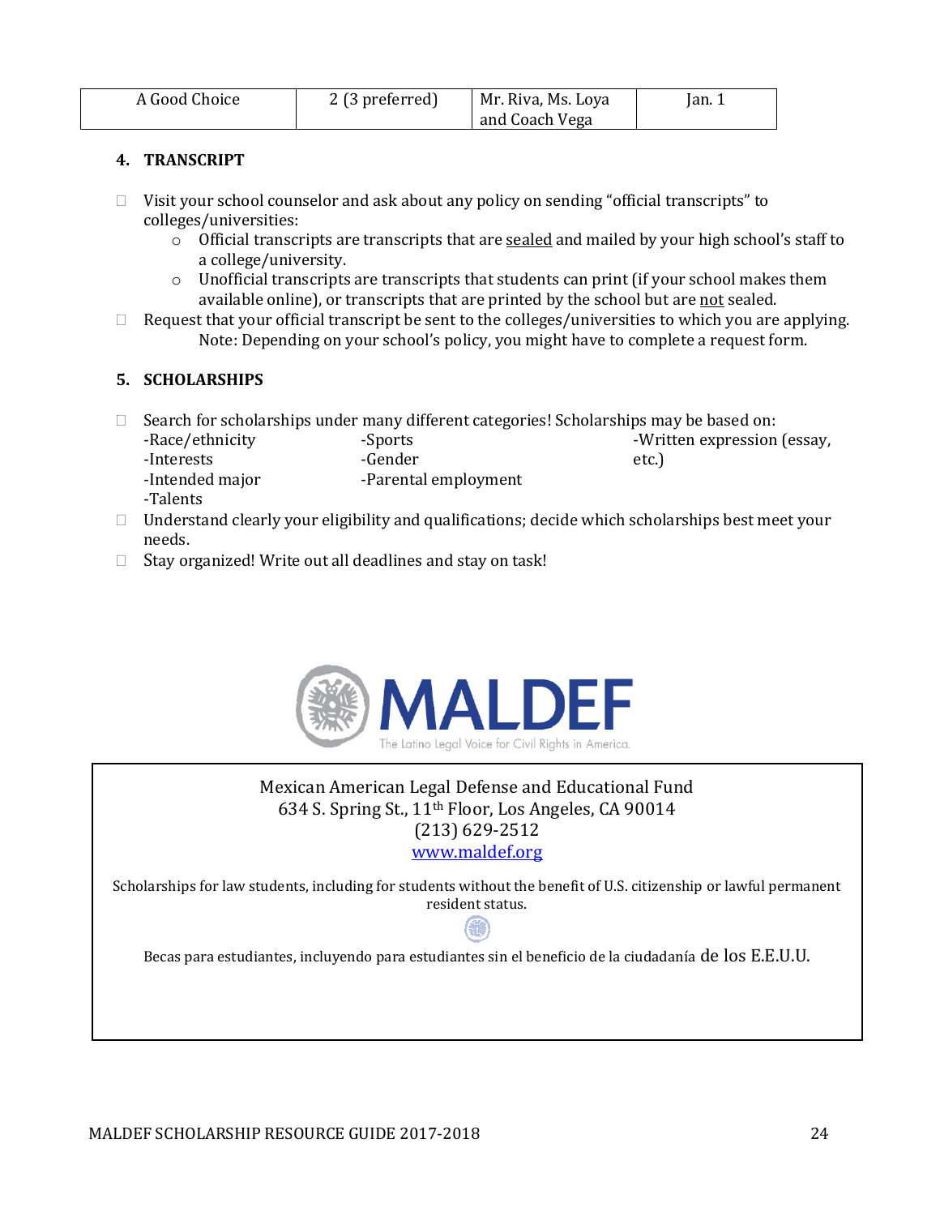| | | | |
|---|---|---|---|
| A Good Choice | 2 (3 preferred) | Mr. Riva, Ms. Loya and Coach Vega | Jan. 1 |

**4. TRANSCRIPT**

- Visit your school counselor and ask about any policy on sending "official transcripts" to colleges/universities:
  - Official transcripts are transcripts that are <u>sealed</u> and mailed by your high school's staff to a college/university.
  - Unofficial transcripts are transcripts that students can print (if your school makes them available online), or transcripts that are printed by the school but are <u>not</u> sealed.
- Request that your official transcript be sent to the colleges/universities to which you are applying.
  Note: Depending on your school's policy, you might have to complete a request form.

**5. SCHOLARSHIPS**

- Search for scholarships under many different categories! Scholarships may be based on:
  - -Race/ethnicity
  - -Interests
  - -Intended major
  - -Talents
  - -Sports
  - -Gender
  - -Parental employment
  - -Written expression (essay, etc.)
- Understand clearly your eligibility and qualifications; decide which scholarships best meet your needs.
- Stay organized! Write out all deadlines and stay on task!

MALDEF
The Latino Legal Voice for Civil Rights in America.

Mexican American Legal Defense and Educational Fund
634 S. Spring St., 11th Floor, Los Angeles, CA 90014
(213) 629-2512
www.maldef.org

Scholarships for law students, including for students without the benefit of U.S. citizenship or lawful permanent resident status.

Becas para estudiantes, incluyendo para estudiantes sin el beneficio de la ciudadanía de los E.E.U.U.